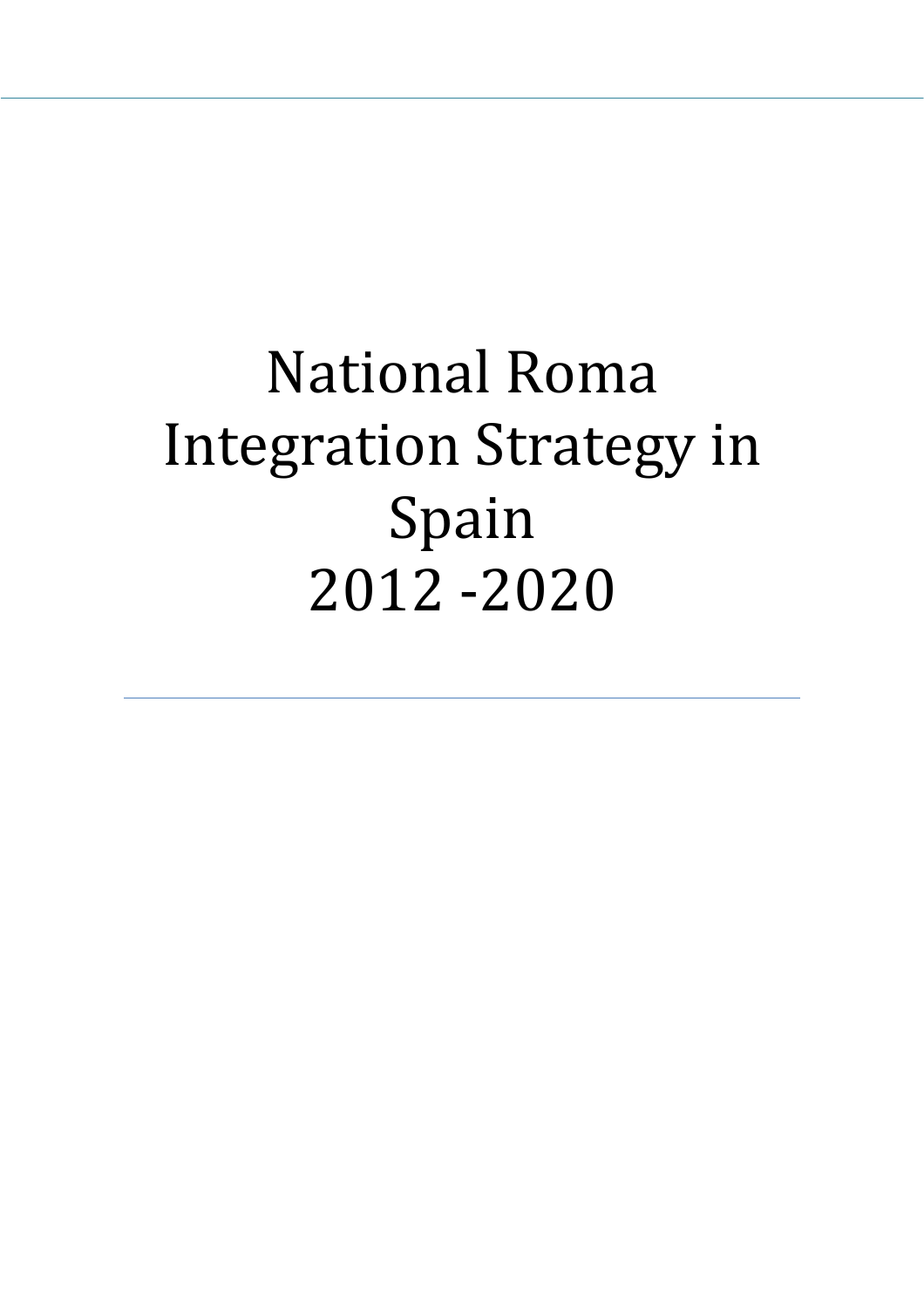# National Roma Integration Strategy in Spain 2012 -2020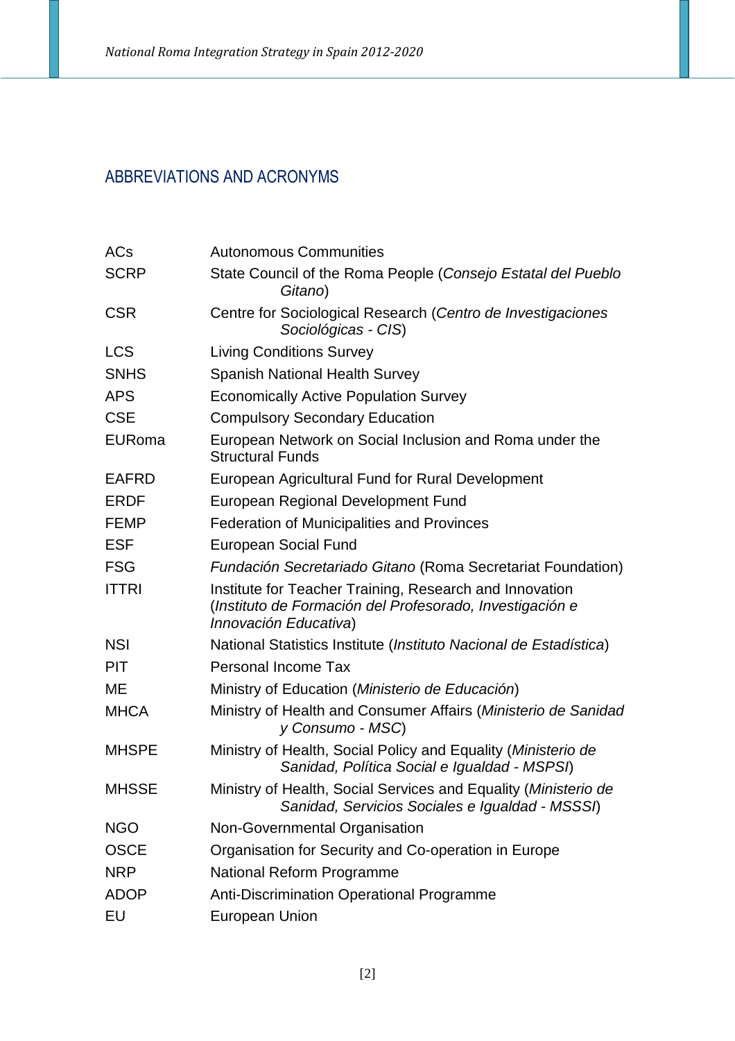## ABBREVIATIONS AND ACRONYMS

| | |
|---|---|
| ACs | Autonomous Communities |
| SCRP | State Council of the Roma People (*Consejo Estatal del Pueblo Gitano*) |
| CSR | Centre for Sociological Research (*Centro de Investigaciones Sociológicas - CIS*) |
| LCS | Living Conditions Survey |
| SNHS | Spanish National Health Survey |
| APS | Economically Active Population Survey |
| CSE | Compulsory Secondary Education |
| EURoma | European Network on Social Inclusion and Roma under the Structural Funds |
| EAFRD | European Agricultural Fund for Rural Development |
| ERDF | European Regional Development Fund |
| FEMP | Federation of Municipalities and Provinces |
| ESF | European Social Fund |
| FSG | *Fundación Secretariado Gitano* (Roma Secretariat Foundation) |
| ITTRI | Institute for Teacher Training, Research and Innovation (*Instituto de Formación del Profesorado, Investigación e Innovación Educativa*) |
| NSI | National Statistics Institute (*Instituto Nacional de Estadística*) |
| PIT | Personal Income Tax |
| ME | Ministry of Education (*Ministerio de Educación*) |
| MHCA | Ministry of Health and Consumer Affairs (*Ministerio de Sanidad y Consumo - MSC*) |
| MHSPE | Ministry of Health, Social Policy and Equality (*Ministerio de Sanidad, Política Social e Igualdad - MSPSI*) |
| MHSSE | Ministry of Health, Social Services and Equality (*Ministerio de Sanidad, Servicios Sociales e Igualdad - MSSSI*) |
| NGO | Non-Governmental Organisation |
| OSCE | Organisation for Security and Co-operation in Europe |
| NRP | National Reform Programme |
| ADOP | Anti-Discrimination Operational Programme |
| EU | European Union |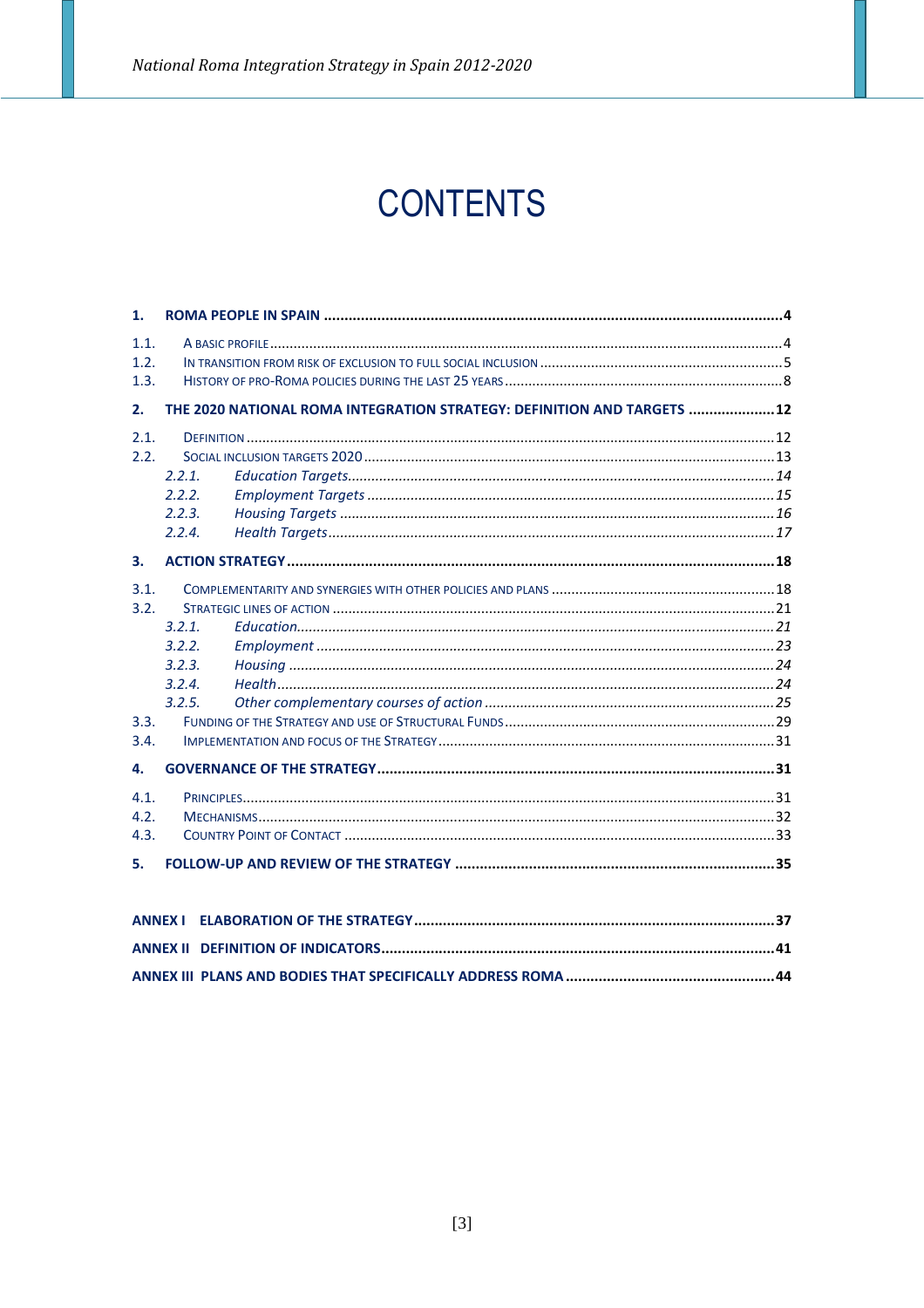# CONTENTS

**1. ROMA PEOPLE IN SPAIN ....................................................................................................................4**

1.1. A BASIC PROFILE ....................................................................................................................4
1.2. IN TRANSITION FROM RISK OF EXCLUSION TO FULL SOCIAL INCLUSION ..........................................5
1.3. HISTORY OF PRO-ROMA POLICIES DURING THE LAST 25 YEARS .......................................................8

**2. THE 2020 NATIONAL ROMA INTEGRATION STRATEGY: DEFINITION AND TARGETS .....................12**

2.1. DEFINITION ..........................................................................................................................12
2.2. SOCIAL INCLUSION TARGETS 2020 ...........................................................................................13
  *2.2.1. Education Targets...........................................................................................................14*
  *2.2.2. Employment Targets .......................................................................................................15*
  *2.2.3. Housing Targets .............................................................................................................16*
  *2.2.4. Health Targets................................................................................................................17*

**3. ACTION STRATEGY ...................................................................................................................18**

3.1. COMPLEMENTARITY AND SYNERGIES WITH OTHER POLICIES AND PLANS ..........................................18
3.2. STRATEGIC LINES OF ACTION ...................................................................................................21
  *3.2.1. Education........................................................................................................................21*
  *3.2.2. Employment ...................................................................................................................23*
  *3.2.3. Housing ..........................................................................................................................24*
  *3.2.4. Health.............................................................................................................................24*
  *3.2.5. Other complementary courses of action .........................................................................25*
3.3. FUNDING OF THE STRATEGY AND USE OF STRUCTURAL FUNDS ......................................................29
3.4. IMPLEMENTATION AND FOCUS OF THE STRATEGY .........................................................................31

**4. GOVERNANCE OF THE STRATEGY ................................................................................................31**

4.1. PRINCIPLES ..........................................................................................................................31
4.2. MECHANISMS .......................................................................................................................32
4.3. COUNTRY POINT OF CONTACT ..................................................................................................33

**5. FOLLOW-UP AND REVIEW OF THE STRATEGY .............................................................................35**

**ANNEX I ELABORATION OF THE STRATEGY .......................................................................................37**

**ANNEX II DEFINITION OF INDICATORS ..............................................................................................41**

**ANNEX III PLANS AND BODIES THAT SPECIFICALLY ADDRESS ROMA ..................................................44**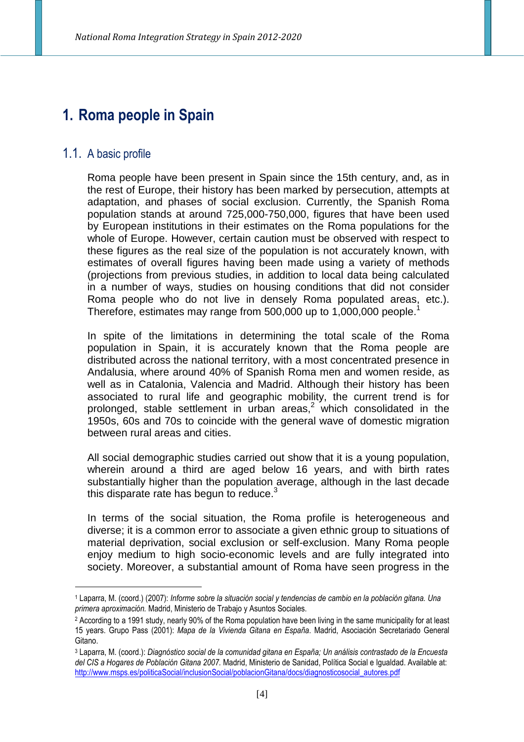# 1. Roma people in Spain

## 1.1. A basic profile

Roma people have been present in Spain since the 15th century, and, as in the rest of Europe, their history has been marked by persecution, attempts at adaptation, and phases of social exclusion. Currently, the Spanish Roma population stands at around 725,000-750,000, figures that have been used by European institutions in their estimates on the Roma populations for the whole of Europe. However, certain caution must be observed with respect to these figures as the real size of the population is not accurately known, with estimates of overall figures having been made using a variety of methods (projections from previous studies, in addition to local data being calculated in a number of ways, studies on housing conditions that did not consider Roma people who do not live in densely Roma populated areas, etc.). Therefore, estimates may range from 500,000 up to 1,000,000 people.[1]

In spite of the limitations in determining the total scale of the Roma population in Spain, it is accurately known that the Roma people are distributed across the national territory, with a most concentrated presence in Andalusia, where around 40% of Spanish Roma men and women reside, as well as in Catalonia, Valencia and Madrid. Although their history has been associated to rural life and geographic mobility, the current trend is for prolonged, stable settlement in urban areas,[2] which consolidated in the 1950s, 60s and 70s to coincide with the general wave of domestic migration between rural areas and cities.

All social demographic studies carried out show that it is a young population, wherein around a third are aged below 16 years, and with birth rates substantially higher than the population average, although in the last decade this disparate rate has begun to reduce.[3]

In terms of the social situation, the Roma profile is heterogeneous and diverse; it is a common error to associate a given ethnic group to situations of material deprivation, social exclusion or self-exclusion. Many Roma people enjoy medium to high socio-economic levels and are fully integrated into society. Moreover, a substantial amount of Roma have seen progress in the

---

[1] Laparra, M. (coord.) (2007): *Informe sobre la situación social y tendencias de cambio en la población gitana. Una primera aproximación.* Madrid, Ministerio de Trabajo y Asuntos Sociales.

[2] According to a 1991 study, nearly 90% of the Roma population have been living in the same municipality for at least 15 years. Grupo Pass (2001): *Mapa de la Vivienda Gitana en España*. Madrid, Asociación Secretariado General Gitano.

[3] Laparra, M. (coord.): *Diagnóstico social de la comunidad gitana en España; Un análisis contrastado de la Encuesta del CIS a Hogares de Población Gitana 2007.* Madrid, Ministerio de Sanidad, Política Social e Igualdad. Available at: http://www.msps.es/politicaSocial/inclusionSocial/poblacionGitana/docs/diagnosticosocial_autores.pdf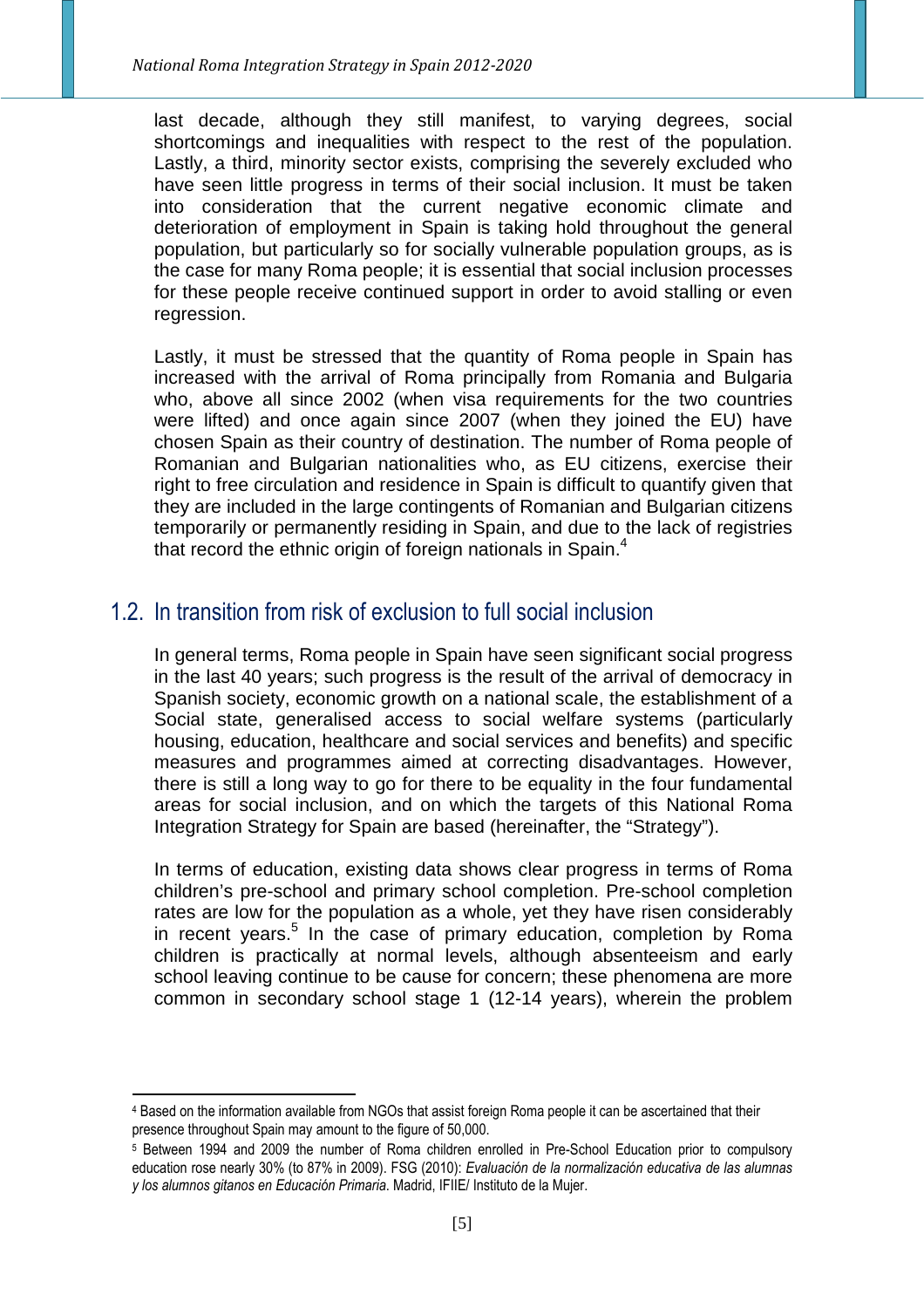last decade, although they still manifest, to varying degrees, social shortcomings and inequalities with respect to the rest of the population. Lastly, a third, minority sector exists, comprising the severely excluded who have seen little progress in terms of their social inclusion. It must be taken into consideration that the current negative economic climate and deterioration of employment in Spain is taking hold throughout the general population, but particularly so for socially vulnerable population groups, as is the case for many Roma people; it is essential that social inclusion processes for these people receive continued support in order to avoid stalling or even regression.

Lastly, it must be stressed that the quantity of Roma people in Spain has increased with the arrival of Roma principally from Romania and Bulgaria who, above all since 2002 (when visa requirements for the two countries were lifted) and once again since 2007 (when they joined the EU) have chosen Spain as their country of destination. The number of Roma people of Romanian and Bulgarian nationalities who, as EU citizens, exercise their right to free circulation and residence in Spain is difficult to quantify given that they are included in the large contingents of Romanian and Bulgarian citizens temporarily or permanently residing in Spain, and due to the lack of registries that record the ethnic origin of foreign nationals in Spain.[4]

## 1.2. In transition from risk of exclusion to full social inclusion

In general terms, Roma people in Spain have seen significant social progress in the last 40 years; such progress is the result of the arrival of democracy in Spanish society, economic growth on a national scale, the establishment of a Social state, generalised access to social welfare systems (particularly housing, education, healthcare and social services and benefits) and specific measures and programmes aimed at correcting disadvantages. However, there is still a long way to go for there to be equality in the four fundamental areas for social inclusion, and on which the targets of this National Roma Integration Strategy for Spain are based (hereinafter, the "Strategy").

In terms of education, existing data shows clear progress in terms of Roma children's pre-school and primary school completion. Pre-school completion rates are low for the population as a whole, yet they have risen considerably in recent years.[5] In the case of primary education, completion by Roma children is practically at normal levels, although absenteeism and early school leaving continue to be cause for concern; these phenomena are more common in secondary school stage 1 (12-14 years), wherein the problem

---

[4] Based on the information available from NGOs that assist foreign Roma people it can be ascertained that their presence throughout Spain may amount to the figure of 50,000.

[5] Between 1994 and 2009 the number of Roma children enrolled in Pre-School Education prior to compulsory education rose nearly 30% (to 87% in 2009). FSG (2010): *Evaluación de la normalización educativa de las alumnas y los alumnos gitanos en Educación Primaria*. Madrid, IFIIE/ Instituto de la Mujer.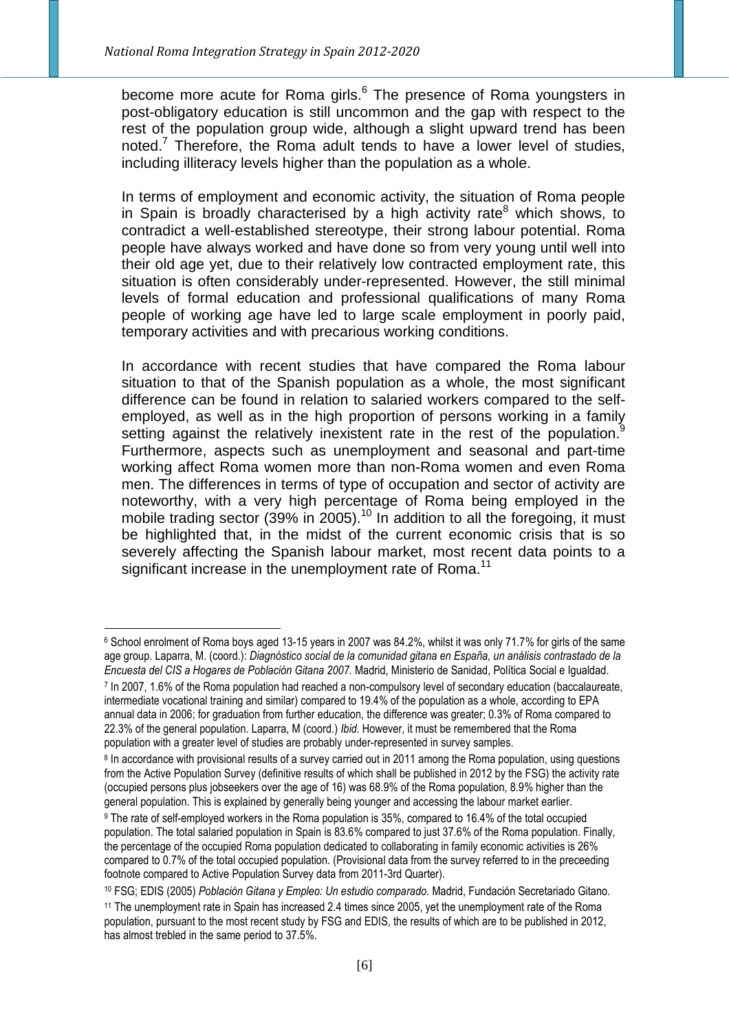become more acute for Roma girls.[6] The presence of Roma youngsters in post-obligatory education is still uncommon and the gap with respect to the rest of the population group wide, although a slight upward trend has been noted.[7] Therefore, the Roma adult tends to have a lower level of studies, including illiteracy levels higher than the population as a whole.

In terms of employment and economic activity, the situation of Roma people in Spain is broadly characterised by a high activity rate[8] which shows, to contradict a well-established stereotype, their strong labour potential. Roma people have always worked and have done so from very young until well into their old age yet, due to their relatively low contracted employment rate, this situation is often considerably under-represented. However, the still minimal levels of formal education and professional qualifications of many Roma people of working age have led to large scale employment in poorly paid, temporary activities and with precarious working conditions.

In accordance with recent studies that have compared the Roma labour situation to that of the Spanish population as a whole, the most significant difference can be found in relation to salaried workers compared to the self-employed, as well as in the high proportion of persons working in a family setting against the relatively inexistent rate in the rest of the population.[9] Furthermore, aspects such as unemployment and seasonal and part-time working affect Roma women more than non-Roma women and even Roma men. The differences in terms of type of occupation and sector of activity are noteworthy, with a very high percentage of Roma being employed in the mobile trading sector (39% in 2005).[10] In addition to all the foregoing, it must be highlighted that, in the midst of the current economic crisis that is so severely affecting the Spanish labour market, most recent data points to a significant increase in the unemployment rate of Roma.[11]

---

[6] School enrolment of Roma boys aged 13-15 years in 2007 was 84.2%, whilst it was only 71.7% for girls of the same age group. Laparra, M. (coord.): *Diagnóstico social de la comunidad gitana en España, un análisis contrastado de la Encuesta del CIS a Hogares de Población Gitana 2007.* Madrid, Ministerio de Sanidad, Política Social e Igualdad.

[7] In 2007, 1.6% of the Roma population had reached a non-compulsory level of secondary education (baccalaureate, intermediate vocational training and similar) compared to 19.4% of the population as a whole, according to EPA annual data in 2006; for graduation from further education, the difference was greater; 0.3% of Roma compared to 22.3% of the general population. Laparra, M (coord.) *Ibid.* However, it must be remembered that the Roma population with a greater level of studies are probably under-represented in survey samples.

[8] In accordance with provisional results of a survey carried out in 2011 among the Roma population, using questions from the Active Population Survey (definitive results of which shall be published in 2012 by the FSG) the activity rate (occupied persons plus jobseekers over the age of 16) was 68.9% of the Roma population, 8.9% higher than the general population. This is explained by generally being younger and accessing the labour market earlier.

[9] The rate of self-employed workers in the Roma population is 35%, compared to 16.4% of the total occupied population. The total salaried population in Spain is 83.6% compared to just 37.6% of the Roma population. Finally, the percentage of the occupied Roma population dedicated to collaborating in family economic activities is 26% compared to 0.7% of the total occupied population. (Provisional data from the survey referred to in the preceeding footnote compared to Active Population Survey data from 2011-3rd Quarter).

[10] FSG; EDIS (2005) *Población Gitana y Empleo: Un estudio comparado.* Madrid, Fundación Secretariado Gitano.

[11] The unemployment rate in Spain has increased 2.4 times since 2005, yet the unemployment rate of the Roma population, pursuant to the most recent study by FSG and EDIS, the results of which are to be published in 2012, has almost trebled in the same period to 37.5%.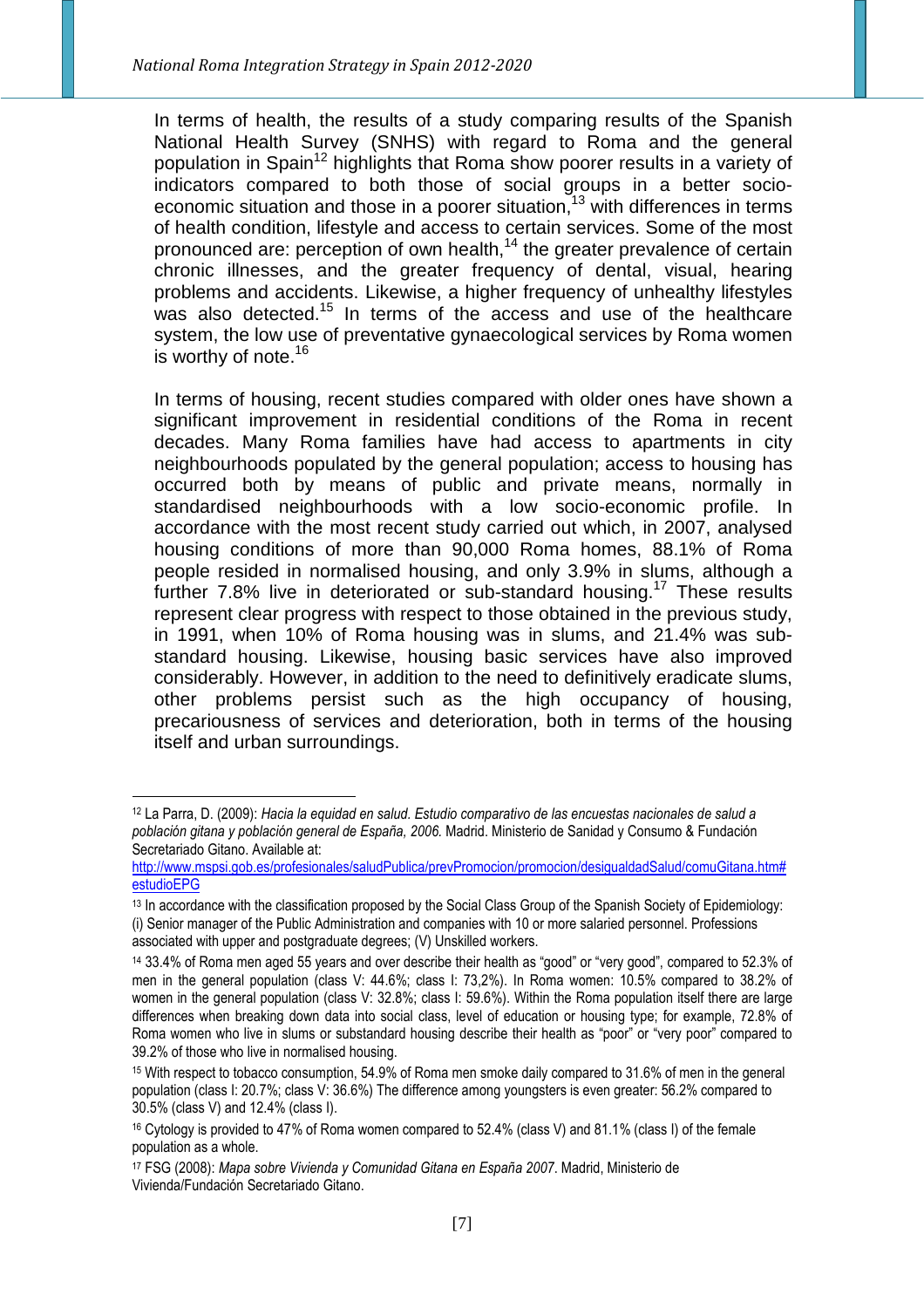In terms of health, the results of a study comparing results of the Spanish National Health Survey (SNHS) with regard to Roma and the general population in Spain[12] highlights that Roma show poorer results in a variety of indicators compared to both those of social groups in a better socio-economic situation and those in a poorer situation,[13] with differences in terms of health condition, lifestyle and access to certain services. Some of the most pronounced are: perception of own health,[14] the greater prevalence of certain chronic illnesses, and the greater frequency of dental, visual, hearing problems and accidents. Likewise, a higher frequency of unhealthy lifestyles was also detected.[15] In terms of the access and use of the healthcare system, the low use of preventative gynaecological services by Roma women is worthy of note.[16]

In terms of housing, recent studies compared with older ones have shown a significant improvement in residential conditions of the Roma in recent decades. Many Roma families have had access to apartments in city neighbourhoods populated by the general population; access to housing has occurred both by means of public and private means, normally in standardised neighbourhoods with a low socio-economic profile. In accordance with the most recent study carried out which, in 2007, analysed housing conditions of more than 90,000 Roma homes, 88.1% of Roma people resided in normalised housing, and only 3.9% in slums, although a further 7.8% live in deteriorated or sub-standard housing.[17] These results represent clear progress with respect to those obtained in the previous study, in 1991, when 10% of Roma housing was in slums, and 21.4% was sub-standard housing. Likewise, housing basic services have also improved considerably. However, in addition to the need to definitively eradicate slums, other problems persist such as the high occupancy of housing, precariousness of services and deterioration, both in terms of the housing itself and urban surroundings.

---

[12] La Parra, D. (2009): *Hacia la equidad en salud. Estudio comparativo de las encuestas nacionales de salud a población gitana y población general de España, 2006.* Madrid. Ministerio de Sanidad y Consumo & Fundación Secretariado Gitano. Available at: http://www.mspsi.gob.es/profesionales/saludPublica/prevPromocion/promocion/desigualdadSalud/comuGitana.htm#estudioEPG

[13] In accordance with the classification proposed by the Social Class Group of the Spanish Society of Epidemiology: (i) Senior manager of the Public Administration and companies with 10 or more salaried personnel. Professions associated with upper and postgraduate degrees; (V) Unskilled workers.

[14] 33.4% of Roma men aged 55 years and over describe their health as "good" or "very good", compared to 52.3% of men in the general population (class V: 44.6%; class I: 73,2%). In Roma women: 10.5% compared to 38.2% of women in the general population (class V: 32.8%; class I: 59.6%). Within the Roma population itself there are large differences when breaking down data into social class, level of education or housing type; for example, 72.8% of Roma women who live in slums or substandard housing describe their health as "poor" or "very poor" compared to 39.2% of those who live in normalised housing.

[15] With respect to tobacco consumption, 54.9% of Roma men smoke daily compared to 31.6% of men in the general population (class I: 20.7%; class V: 36.6%) The difference among youngsters is even greater: 56.2% compared to 30.5% (class V) and 12.4% (class I).

[16] Cytology is provided to 47% of Roma women compared to 52.4% (class V) and 81.1% (class I) of the female population as a whole.

[17] FSG (2008): *Mapa sobre Vivienda y Comunidad Gitana en España 2007*. Madrid, Ministerio de Vivienda/Fundación Secretariado Gitano.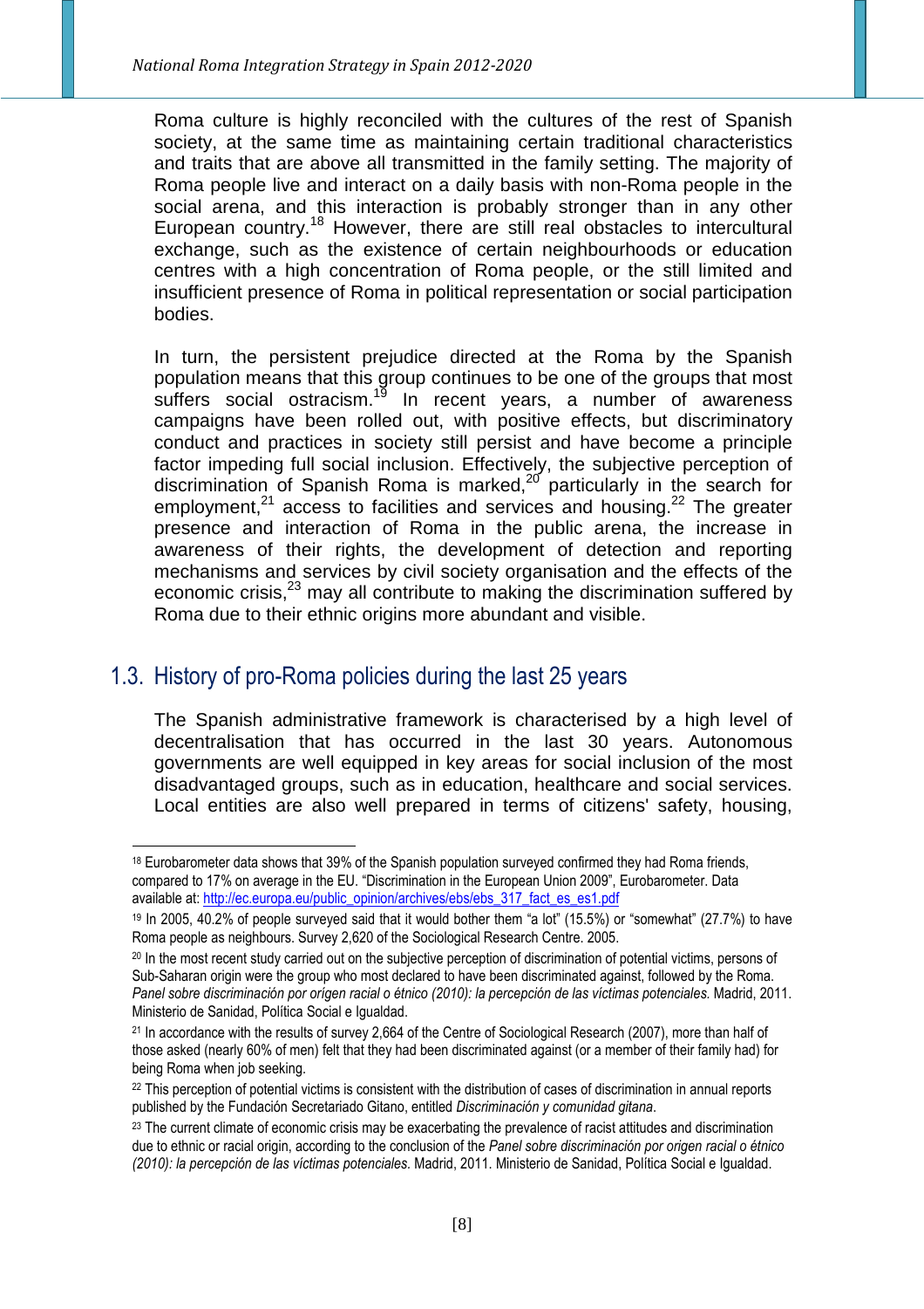Roma culture is highly reconciled with the cultures of the rest of Spanish society, at the same time as maintaining certain traditional characteristics and traits that are above all transmitted in the family setting. The majority of Roma people live and interact on a daily basis with non-Roma people in the social arena, and this interaction is probably stronger than in any other European country.[18] However, there are still real obstacles to intercultural exchange, such as the existence of certain neighbourhoods or education centres with a high concentration of Roma people, or the still limited and insufficient presence of Roma in political representation or social participation bodies.

In turn, the persistent prejudice directed at the Roma by the Spanish population means that this group continues to be one of the groups that most suffers social ostracism.[19] In recent years, a number of awareness campaigns have been rolled out, with positive effects, but discriminatory conduct and practices in society still persist and have become a principle factor impeding full social inclusion. Effectively, the subjective perception of discrimination of Spanish Roma is marked,[20] particularly in the search for employment,[21] access to facilities and services and housing.[22] The greater presence and interaction of Roma in the public arena, the increase in awareness of their rights, the development of detection and reporting mechanisms and services by civil society organisation and the effects of the economic crisis,[23] may all contribute to making the discrimination suffered by Roma due to their ethnic origins more abundant and visible.

## 1.3. History of pro-Roma policies during the last 25 years

The Spanish administrative framework is characterised by a high level of decentralisation that has occurred in the last 30 years. Autonomous governments are well equipped in key areas for social inclusion of the most disadvantaged groups, such as in education, healthcare and social services. Local entities are also well prepared in terms of citizens' safety, housing,

---

[18] Eurobarometer data shows that 39% of the Spanish population surveyed confirmed they had Roma friends, compared to 17% on average in the EU. "Discrimination in the European Union 2009", Eurobarometer. Data available at: http://ec.europa.eu/public_opinion/archives/ebs/ebs_317_fact_es_es1.pdf

[19] In 2005, 40.2% of people surveyed said that it would bother them "a lot" (15.5%) or "somewhat" (27.7%) to have Roma people as neighbours. Survey 2,620 of the Sociological Research Centre. 2005.

[20] In the most recent study carried out on the subjective perception of discrimination of potential victims, persons of Sub-Saharan origin were the group who most declared to have been discriminated against, followed by the Roma. *Panel sobre discriminación por origen racial o étnico (2010): la percepción de las víctimas potenciales.* Madrid, 2011. Ministerio de Sanidad, Política Social e Igualdad.

[21] In accordance with the results of survey 2,664 of the Centre of Sociological Research (2007), more than half of those asked (nearly 60% of men) felt that they had been discriminated against (or a member of their family had) for being Roma when job seeking.

[22] This perception of potential victims is consistent with the distribution of cases of discrimination in annual reports published by the Fundación Secretariado Gitano, entitled *Discriminación y comunidad gitana*.

[23] The current climate of economic crisis may be exacerbating the prevalence of racist attitudes and discrimination due to ethnic or racial origin, according to the conclusion of the *Panel sobre discriminación por origen racial o étnico (2010): la percepción de las víctimas potenciales.* Madrid, 2011. Ministerio de Sanidad, Política Social e Igualdad.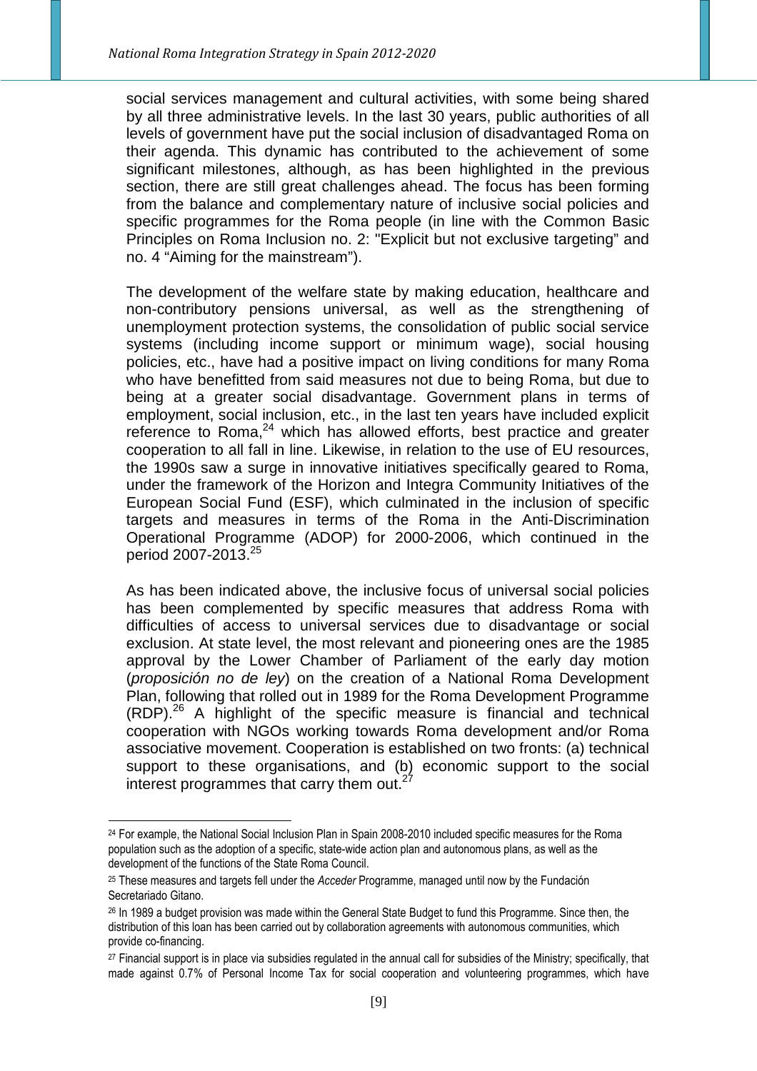social services management and cultural activities, with some being shared by all three administrative levels. In the last 30 years, public authorities of all levels of government have put the social inclusion of disadvantaged Roma on their agenda. This dynamic has contributed to the achievement of some significant milestones, although, as has been highlighted in the previous section, there are still great challenges ahead. The focus has been forming from the balance and complementary nature of inclusive social policies and specific programmes for the Roma people (in line with the Common Basic Principles on Roma Inclusion no. 2: "Explicit but not exclusive targeting" and no. 4 "Aiming for the mainstream").

The development of the welfare state by making education, healthcare and non-contributory pensions universal, as well as the strengthening of unemployment protection systems, the consolidation of public social service systems (including income support or minimum wage), social housing policies, etc., have had a positive impact on living conditions for many Roma who have benefitted from said measures not due to being Roma, but due to being at a greater social disadvantage. Government plans in terms of employment, social inclusion, etc., in the last ten years have included explicit reference to Roma,[24] which has allowed efforts, best practice and greater cooperation to all fall in line. Likewise, in relation to the use of EU resources, the 1990s saw a surge in innovative initiatives specifically geared to Roma, under the framework of the Horizon and Integra Community Initiatives of the European Social Fund (ESF), which culminated in the inclusion of specific targets and measures in terms of the Roma in the Anti-Discrimination Operational Programme (ADOP) for 2000-2006, which continued in the period 2007-2013.[25]

As has been indicated above, the inclusive focus of universal social policies has been complemented by specific measures that address Roma with difficulties of access to universal services due to disadvantage or social exclusion. At state level, the most relevant and pioneering ones are the 1985 approval by the Lower Chamber of Parliament of the early day motion (*proposición no de ley*) on the creation of a National Roma Development Plan, following that rolled out in 1989 for the Roma Development Programme (RDP).[26] A highlight of the specific measure is financial and technical cooperation with NGOs working towards Roma development and/or Roma associative movement. Cooperation is established on two fronts: (a) technical support to these organisations, and (b) economic support to the social interest programmes that carry them out.[27]

---

[24] For example, the National Social Inclusion Plan in Spain 2008-2010 included specific measures for the Roma population such as the adoption of a specific, state-wide action plan and autonomous plans, as well as the development of the functions of the State Roma Council.

[25] These measures and targets fell under the *Acceder* Programme, managed until now by the Fundación Secretariado Gitano.

[26] In 1989 a budget provision was made within the General State Budget to fund this Programme. Since then, the distribution of this loan has been carried out by collaboration agreements with autonomous communities, which provide co-financing.

[27] Financial support is in place via subsidies regulated in the annual call for subsidies of the Ministry; specifically, that made against 0.7% of Personal Income Tax for social cooperation and volunteering programmes, which have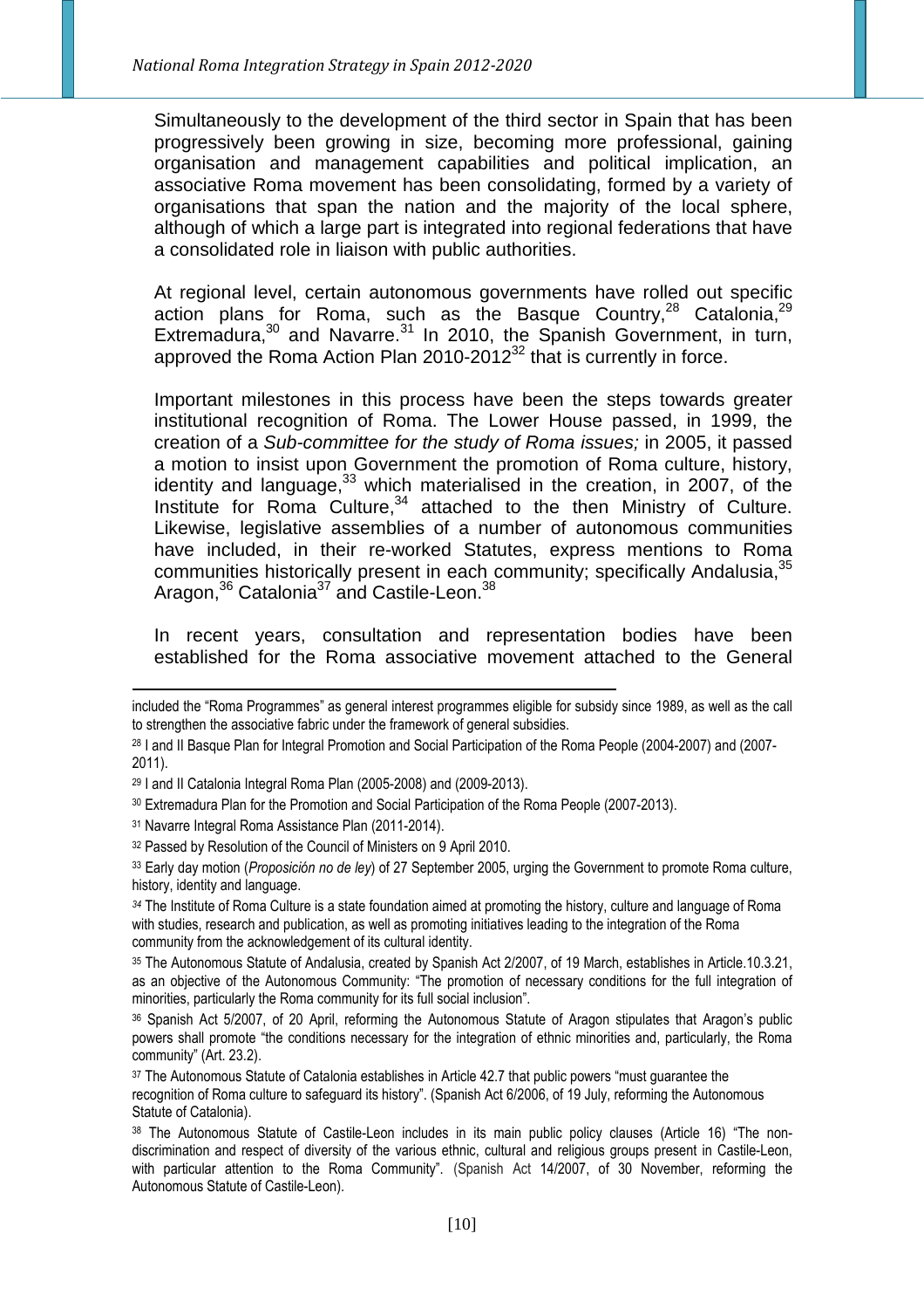Simultaneously to the development of the third sector in Spain that has been progressively been growing in size, becoming more professional, gaining organisation and management capabilities and political implication, an associative Roma movement has been consolidating, formed by a variety of organisations that span the nation and the majority of the local sphere, although of which a large part is integrated into regional federations that have a consolidated role in liaison with public authorities.

At regional level, certain autonomous governments have rolled out specific action plans for Roma, such as the Basque Country,[28] Catalonia,[29] Extremadura,[30] and Navarre.[31] In 2010, the Spanish Government, in turn, approved the Roma Action Plan 2010-2012[32] that is currently in force.

Important milestones in this process have been the steps towards greater institutional recognition of Roma. The Lower House passed, in 1999, the creation of a *Sub-committee for the study of Roma issues;* in 2005, it passed a motion to insist upon Government the promotion of Roma culture, history, identity and language,[33] which materialised in the creation, in 2007, of the Institute for Roma Culture,[34] attached to the then Ministry of Culture. Likewise, legislative assemblies of a number of autonomous communities have included, in their re-worked Statutes, express mentions to Roma communities historically present in each community; specifically Andalusia,[35] Aragon,[36] Catalonia[37] and Castile-Leon.[38]

In recent years, consultation and representation bodies have been established for the Roma associative movement attached to the General

---

included the "Roma Programmes" as general interest programmes eligible for subsidy since 1989, as well as the call to strengthen the associative fabric under the framework of general subsidies.

[28] I and II Basque Plan for Integral Promotion and Social Participation of the Roma People (2004-2007) and (2007-2011).

[29] I and II Catalonia Integral Roma Plan (2005-2008) and (2009-2013).

[30] Extremadura Plan for the Promotion and Social Participation of the Roma People (2007-2013).

[31] Navarre Integral Roma Assistance Plan (2011-2014).

[32] Passed by Resolution of the Council of Ministers on 9 April 2010.

[33] Early day motion (*Proposición no de ley*) of 27 September 2005, urging the Government to promote Roma culture, history, identity and language.

[34] The Institute of Roma Culture is a state foundation aimed at promoting the history, culture and language of Roma with studies, research and publication, as well as promoting initiatives leading to the integration of the Roma community from the acknowledgement of its cultural identity.

[35] The Autonomous Statute of Andalusia, created by Spanish Act 2/2007, of 19 March, establishes in Article.10.3.21, as an objective of the Autonomous Community: "The promotion of necessary conditions for the full integration of minorities, particularly the Roma community for its full social inclusion".

[36] Spanish Act 5/2007, of 20 April, reforming the Autonomous Statute of Aragon stipulates that Aragon's public powers shall promote "the conditions necessary for the integration of ethnic minorities and, particularly, the Roma community" (Art. 23.2).

[37] The Autonomous Statute of Catalonia establishes in Article 42.7 that public powers "must guarantee the recognition of Roma culture to safeguard its history". (Spanish Act 6/2006, of 19 July, reforming the Autonomous Statute of Catalonia).

[38] The Autonomous Statute of Castile-Leon includes in its main public policy clauses (Article 16) "The non-discrimination and respect of diversity of the various ethnic, cultural and religious groups present in Castile-Leon, with particular attention to the Roma Community". (Spanish Act 14/2007, of 30 November, reforming the Autonomous Statute of Castile-Leon).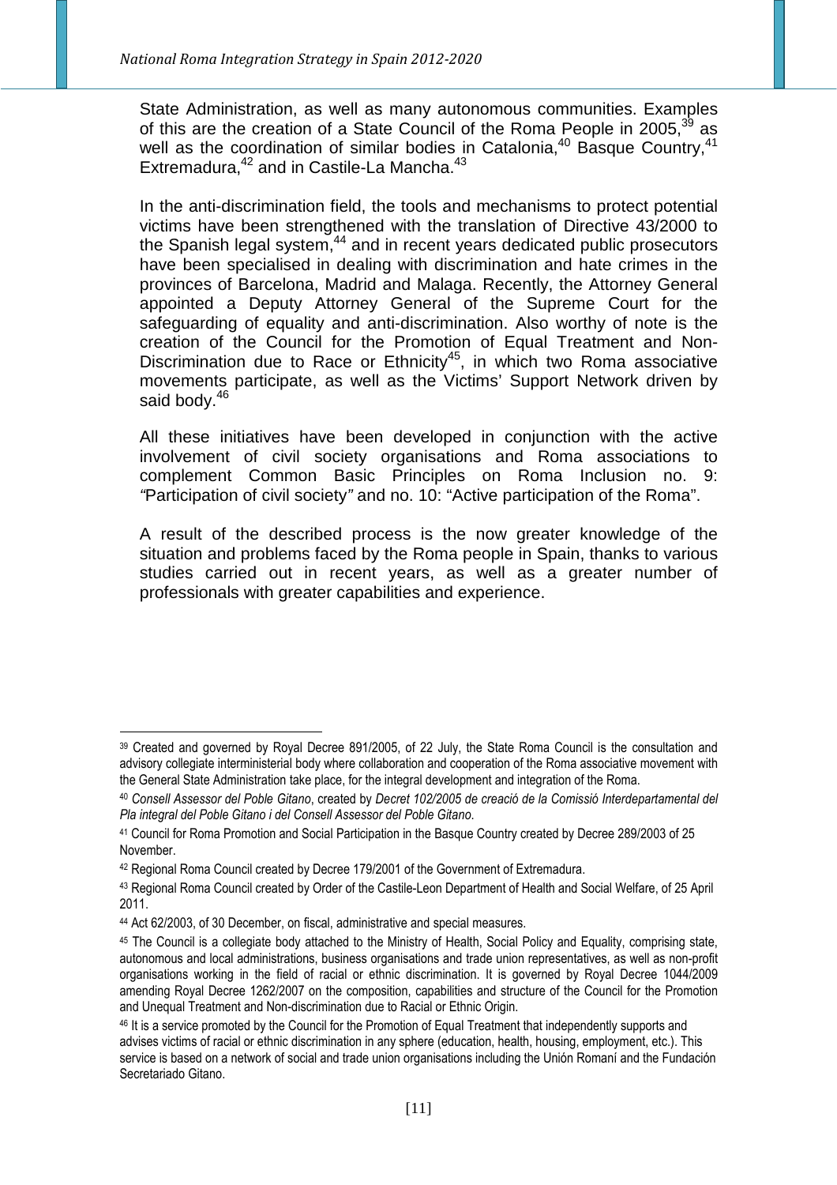State Administration, as well as many autonomous communities. Examples of this are the creation of a State Council of the Roma People in 2005,[39] as well as the coordination of similar bodies in Catalonia,[40] Basque Country,[41] Extremadura,[42] and in Castile-La Mancha.[43]

In the anti-discrimination field, the tools and mechanisms to protect potential victims have been strengthened with the translation of Directive 43/2000 to the Spanish legal system,[44] and in recent years dedicated public prosecutors have been specialised in dealing with discrimination and hate crimes in the provinces of Barcelona, Madrid and Malaga. Recently, the Attorney General appointed a Deputy Attorney General of the Supreme Court for the safeguarding of equality and anti-discrimination. Also worthy of note is the creation of the Council for the Promotion of Equal Treatment and Non-Discrimination due to Race or Ethnicity[45], in which two Roma associative movements participate, as well as the Victims' Support Network driven by said body.[46]

All these initiatives have been developed in conjunction with the active involvement of civil society organisations and Roma associations to complement Common Basic Principles on Roma Inclusion no. 9: *"*Participation of civil society*"* and no. 10: "Active participation of the Roma".

A result of the described process is the now greater knowledge of the situation and problems faced by the Roma people in Spain, thanks to various studies carried out in recent years, as well as a greater number of professionals with greater capabilities and experience.

---

[39] Created and governed by Royal Decree 891/2005, of 22 July, the State Roma Council is the consultation and advisory collegiate interministerial body where collaboration and cooperation of the Roma associative movement with the General State Administration take place, for the integral development and integration of the Roma.

[40] *Consell Assessor del Poble Gitano*, created by *Decret 102/2005 de creació de la Comissió Interdepartamental del Pla integral del Poble Gitano i del Consell Assessor del Poble Gitano*.

[41] Council for Roma Promotion and Social Participation in the Basque Country created by Decree 289/2003 of 25 November.

[42] Regional Roma Council created by Decree 179/2001 of the Government of Extremadura.

[43] Regional Roma Council created by Order of the Castile-Leon Department of Health and Social Welfare, of 25 April 2011.

[44] Act 62/2003, of 30 December, on fiscal, administrative and special measures.

[45] The Council is a collegiate body attached to the Ministry of Health, Social Policy and Equality, comprising state, autonomous and local administrations, business organisations and trade union representatives, as well as non-profit organisations working in the field of racial or ethnic discrimination. It is governed by Royal Decree 1044/2009 amending Royal Decree 1262/2007 on the composition, capabilities and structure of the Council for the Promotion and Unequal Treatment and Non-discrimination due to Racial or Ethnic Origin.

[46] It is a service promoted by the Council for the Promotion of Equal Treatment that independently supports and advises victims of racial or ethnic discrimination in any sphere (education, health, housing, employment, etc.). This service is based on a network of social and trade union organisations including the Unión Romaní and the Fundación Secretariado Gitano.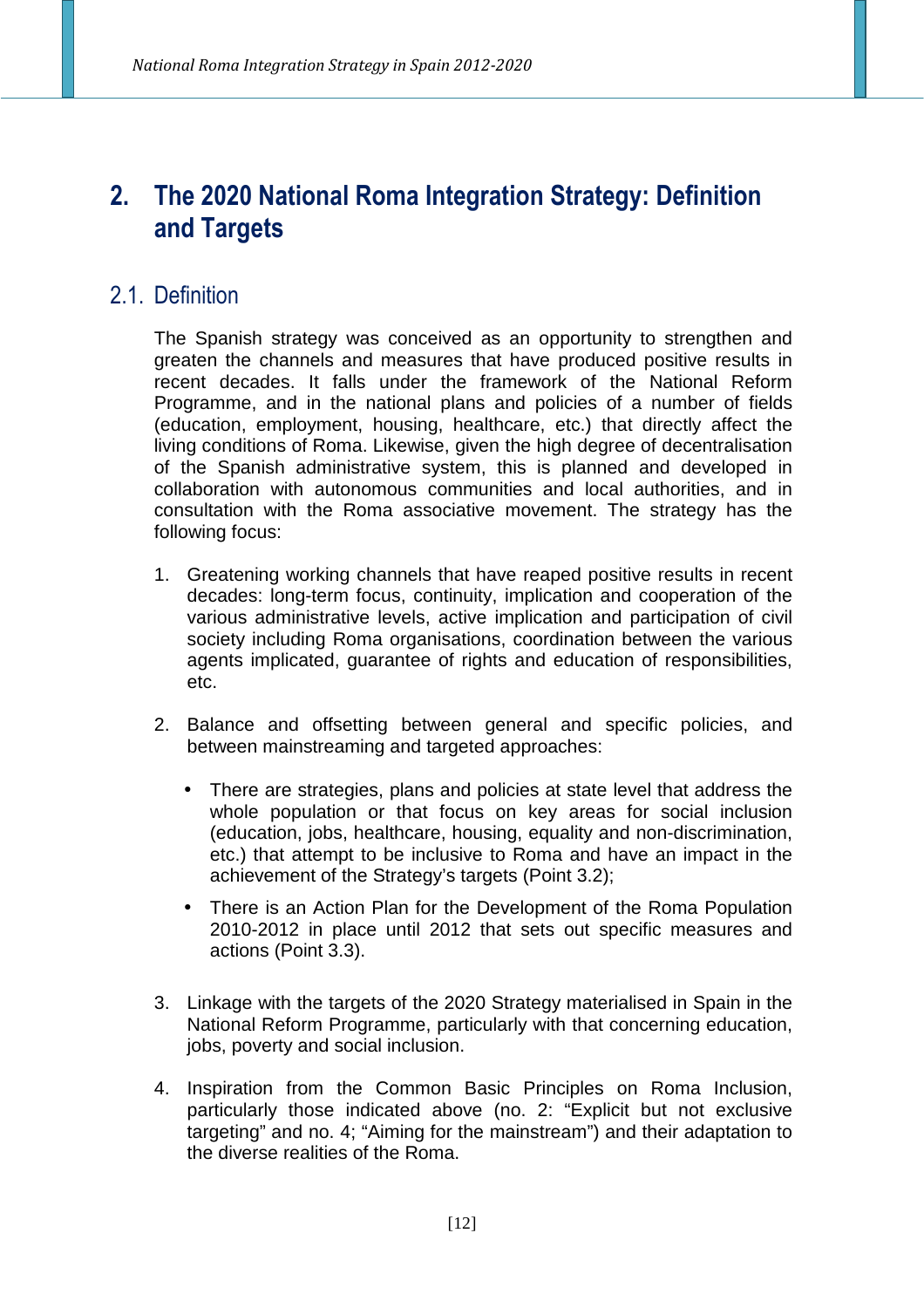# 2. The 2020 National Roma Integration Strategy: Definition and Targets

## 2.1. Definition

The Spanish strategy was conceived as an opportunity to strengthen and greaten the channels and measures that have produced positive results in recent decades. It falls under the framework of the National Reform Programme, and in the national plans and policies of a number of fields (education, employment, housing, healthcare, etc.) that directly affect the living conditions of Roma. Likewise, given the high degree of decentralisation of the Spanish administrative system, this is planned and developed in collaboration with autonomous communities and local authorities, and in consultation with the Roma associative movement. The strategy has the following focus:

1. Greatening working channels that have reaped positive results in recent decades: long-term focus, continuity, implication and cooperation of the various administrative levels, active implication and participation of civil society including Roma organisations, coordination between the various agents implicated, guarantee of rights and education of responsibilities, etc.

2. Balance and offsetting between general and specific policies, and between mainstreaming and targeted approaches:

   - There are strategies, plans and policies at state level that address the whole population or that focus on key areas for social inclusion (education, jobs, healthcare, housing, equality and non-discrimination, etc.) that attempt to be inclusive to Roma and have an impact in the achievement of the Strategy's targets (Point 3.2);

   - There is an Action Plan for the Development of the Roma Population 2010-2012 in place until 2012 that sets out specific measures and actions (Point 3.3).

3. Linkage with the targets of the 2020 Strategy materialised in Spain in the National Reform Programme, particularly with that concerning education, jobs, poverty and social inclusion.

4. Inspiration from the Common Basic Principles on Roma Inclusion, particularly those indicated above (no. 2: "Explicit but not exclusive targeting" and no. 4; "Aiming for the mainstream") and their adaptation to the diverse realities of the Roma.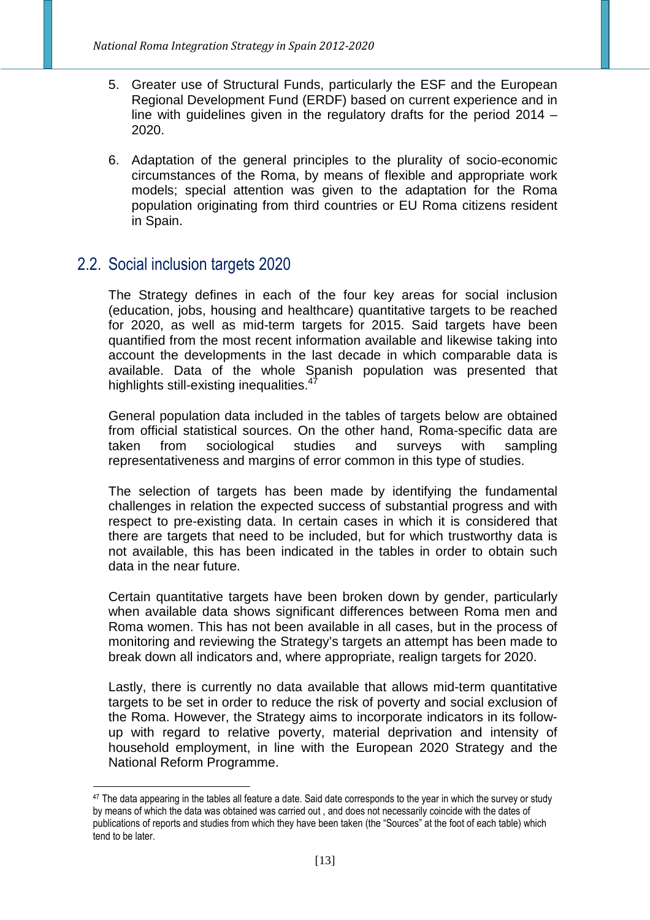5. Greater use of Structural Funds, particularly the ESF and the European Regional Development Fund (ERDF) based on current experience and in line with guidelines given in the regulatory drafts for the period 2014 – 2020.

6. Adaptation of the general principles to the plurality of socio-economic circumstances of the Roma, by means of flexible and appropriate work models; special attention was given to the adaptation for the Roma population originating from third countries or EU Roma citizens resident in Spain.

## 2.2. Social inclusion targets 2020

The Strategy defines in each of the four key areas for social inclusion (education, jobs, housing and healthcare) quantitative targets to be reached for 2020, as well as mid-term targets for 2015. Said targets have been quantified from the most recent information available and likewise taking into account the developments in the last decade in which comparable data is available. Data of the whole Spanish population was presented that highlights still-existing inequalities.[47]

General population data included in the tables of targets below are obtained from official statistical sources. On the other hand, Roma-specific data are taken from sociological studies and surveys with sampling representativeness and margins of error common in this type of studies.

The selection of targets has been made by identifying the fundamental challenges in relation the expected success of substantial progress and with respect to pre-existing data. In certain cases in which it is considered that there are targets that need to be included, but for which trustworthy data is not available, this has been indicated in the tables in order to obtain such data in the near future.

Certain quantitative targets have been broken down by gender, particularly when available data shows significant differences between Roma men and Roma women. This has not been available in all cases, but in the process of monitoring and reviewing the Strategy's targets an attempt has been made to break down all indicators and, where appropriate, realign targets for 2020.

Lastly, there is currently no data available that allows mid-term quantitative targets to be set in order to reduce the risk of poverty and social exclusion of the Roma. However, the Strategy aims to incorporate indicators in its follow-up with regard to relative poverty, material deprivation and intensity of household employment, in line with the European 2020 Strategy and the National Reform Programme.

[47] The data appearing in the tables all feature a date. Said date corresponds to the year in which the survey or study by means of which the data was obtained was carried out , and does not necessarily coincide with the dates of publications of reports and studies from which they have been taken (the "Sources" at the foot of each table) which tend to be later.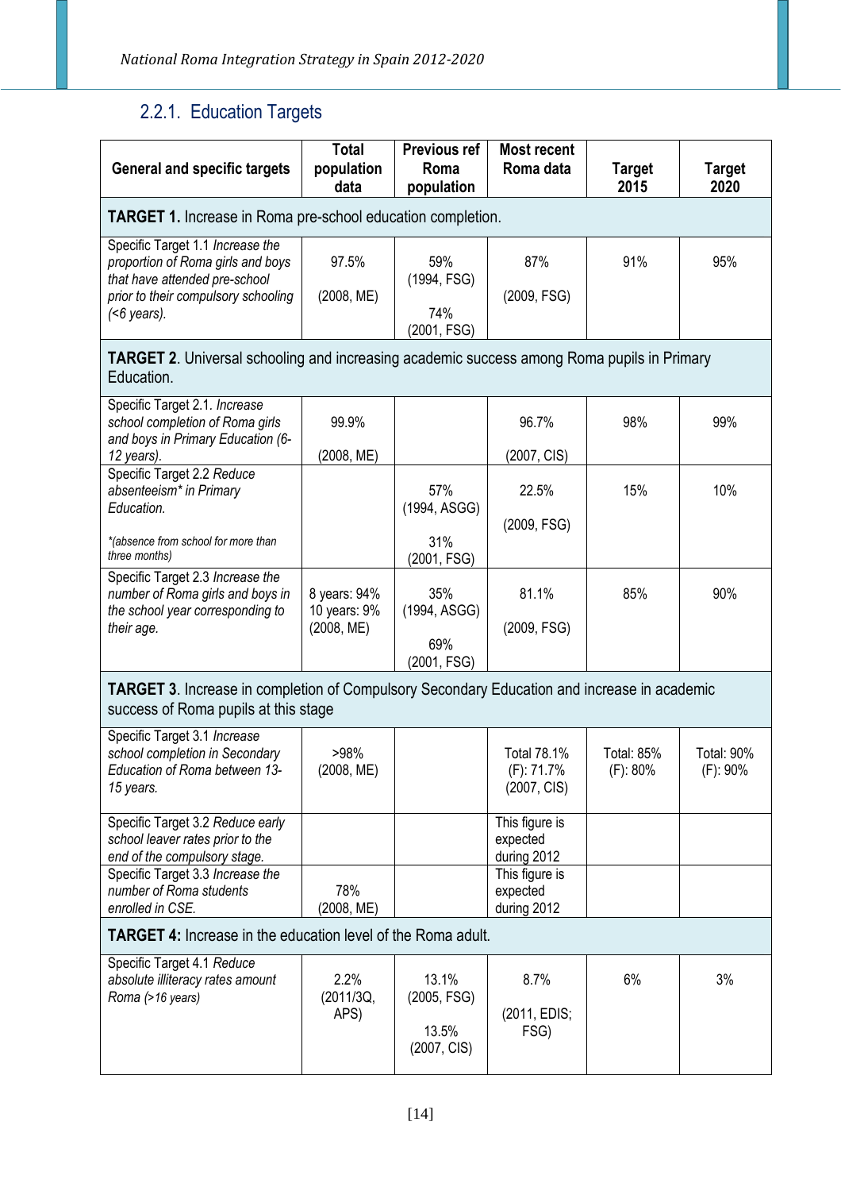### 2.2.1. Education Targets

| General and specific targets | Total population data | Previous ref Roma population | Most recent Roma data | Target 2015 | Target 2020 |
|---|---|---|---|---|---|
| **TARGET 1.** Increase in Roma pre-school education completion. | | | | | |
| Specific Target 1.1 *Increase the proportion of Roma girls and boys that have attended pre-school prior to their compulsory schooling (<6 years).* | 97.5% (2008, ME) | 59% (1994, FSG) 74% (2001, FSG) | 87% (2009, FSG) | 91% | 95% |
| **TARGET 2**. Universal schooling and increasing academic success among Roma pupils in Primary Education. | | | | | |
| Specific Target 2.1. *Increase school completion of Roma girls and boys in Primary Education (6-12 years).* | 99.9% (2008, ME) | | 96.7% (2007, CIS) | 98% | 99% |
| Specific Target 2.2 *Reduce absenteeism* in Primary Education.* *(absence from school for more than three months)* | | 57% (1994, ASGG) 31% (2001, FSG) | 22.5% (2009, FSG) | 15% | 10% |
| Specific Target 2.3 *Increase the number of Roma girls and boys in the school year corresponding to their age.* | 8 years: 94% 10 years: 9% (2008, ME) | 35% (1994, ASGG) 69% (2001, FSG) | 81.1% (2009, FSG) | 85% | 90% |
| **TARGET 3**. Increase in completion of Compulsory Secondary Education and increase in academic success of Roma pupils at this stage | | | | | |
| Specific Target 3.1 *Increase school completion in Secondary Education of Roma between 13-15 years.* | >98% (2008, ME) | | Total 78.1% (F): 71.7% (2007, CIS) | Total: 85% (F): 80% | Total: 90% (F): 90% |
| Specific Target 3.2 *Reduce early school leaver rates prior to the end of the compulsory stage.* | | | This figure is expected during 2012 | | |
| Specific Target 3.3 *Increase the number of Roma students enrolled in CSE.* | 78% (2008, ME) | | This figure is expected during 2012 | | |
| **TARGET 4:** Increase in the education level of the Roma adult. | | | | | |
| Specific Target 4.1 *Reduce absolute illiteracy rates amount Roma (>16 years)* | 2.2% (2011/3Q, APS) | 13.1% (2005, FSG) 13.5% (2007, CIS) | 8.7% (2011, EDIS; FSG) | 6% | 3% |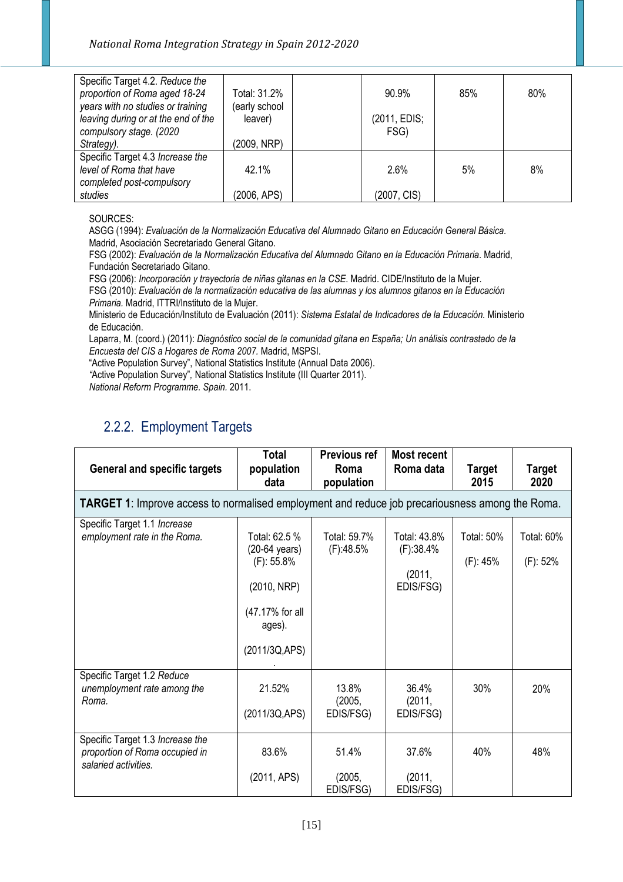| | | | | | |
|---|---|---|---|---|---|
| Specific Target 4.2. *Reduce the proportion of Roma aged 18-24 years with no studies or training leaving during or at the end of the compulsory stage. (2020 Strategy).* | Total: 31.2% (early school leaver) (2009, NRP) | | 90.9% (2011, EDIS; FSG) | 85% | 80% |
| Specific Target 4.3 *Increase the level of Roma that have completed post-compulsory studies* | 42.1% (2006, APS) | | 2.6% (2007, CIS) | 5% | 8% |

SOURCES:
ASGG (1994): *Evaluación de la Normalización Educativa del Alumnado Gitano en Educación General Básica*. Madrid, Asociación Secretariado General Gitano.
FSG (2002): *Evaluación de la Normalización Educativa del Alumnado Gitano en la Educación Primaria*. Madrid, Fundación Secretariado Gitano.
FSG (2006): *Incorporación y trayectoria de niñas gitanas en la CSE*. Madrid. CIDE/Instituto de la Mujer.
FSG (2010): *Evaluación de la normalización educativa de las alumnas y los alumnos gitanos en la Educación Primaria.* Madrid, ITTRI/Instituto de la Mujer.
Ministerio de Educación/Instituto de Evaluación (2011): *Sistema Estatal de Indicadores de la Educación.* Ministerio de Educación.
Laparra, M. (coord.) (2011): *Diagnóstico social de la comunidad gitana en España; Un análisis contrastado de la Encuesta del CIS a Hogares de Roma 2007.* Madrid, MSPSI.
"Active Population Survey", National Statistics Institute (Annual Data 2006).
"Active Population Survey", National Statistics Institute (III Quarter 2011).
*National Reform Programme. Spain.* 2011.

### 2.2.2. Employment Targets

| General and specific targets | Total population data | Previous ref Roma population | Most recent Roma data | Target 2015 | Target 2020 |
|---|---|---|---|---|---|
| **TARGET 1**: Improve access to normalised employment and reduce job precariousness among the Roma. | | | | | |
| Specific Target 1.1 *Increase employment rate in the Roma.* | Total: 62.5 % (20-64 years) (F): 55.8% (2010, NRP) (47.17% for all ages). (2011/3Q,APS) | Total: 59.7% (F):48.5% | Total: 43.8% (F):38.4% (2011, EDIS/FSG) | Total: 50% (F): 45% | Total: 60% (F): 52% |
| Specific Target 1.2 *Reduce unemployment rate among the Roma.* | 21.52% (2011/3Q,APS) | 13.8% (2005, EDIS/FSG) | 36.4% (2011, EDIS/FSG) | 30% | 20% |
| Specific Target 1.3 *Increase the proportion of Roma occupied in salaried activities.* | 83.6% (2011, APS) | 51.4% (2005, EDIS/FSG) | 37.6% (2011, EDIS/FSG) | 40% | 48% |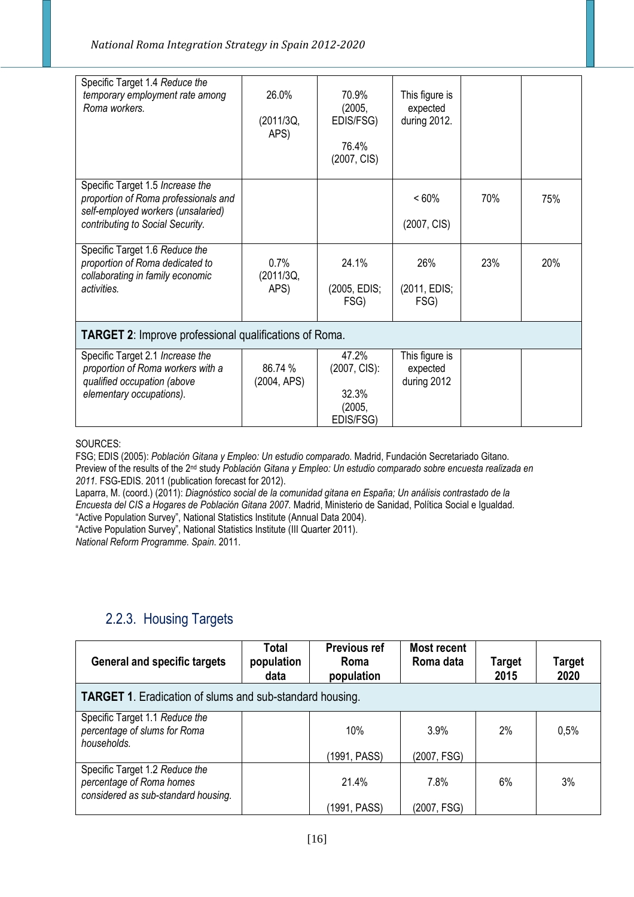| | | | | | |
|---|---|---|---|---|---|
| Specific Target 1.4 *Reduce the temporary employment rate among Roma workers.* | 26.0% (2011/3Q, APS) | 70.9% (2005, EDIS/FSG) 76.4% (2007, CIS) | This figure is expected during 2012. | | |
| Specific Target 1.5 *Increase the proportion of Roma professionals and self-employed workers (unsalaried) contributing to Social Security.* | | | < 60% (2007, CIS) | 70% | 75% |
| Specific Target 1.6 *Reduce the proportion of Roma dedicated to collaborating in family economic activities.* | 0.7% (2011/3Q, APS) | 24.1% (2005, EDIS; FSG) | 26% (2011, EDIS; FSG) | 23% | 20% |
| **TARGET 2**: Improve professional qualifications of Roma. | | | | | |
| Specific Target 2.1 *Increase the proportion of Roma workers with a qualified occupation (above elementary occupations).* | 86.74 % (2004, APS) | 47.2% (2007, CIS): 32.3% (2005, EDIS/FSG) | This figure is expected during 2012 | | |

SOURCES:
FSG; EDIS (2005): *Población Gitana y Empleo: Un estudio comparado*. Madrid, Fundación Secretariado Gitano.
Preview of the results of the 2nd study *Población Gitana y Empleo: Un estudio comparado sobre encuesta realizada en 2011.* FSG-EDIS. 2011 (publication forecast for 2012).
Laparra, M. (coord.) (2011): *Diagnóstico social de la comunidad gitana en España; Un análisis contrastado de la Encuesta del CIS a Hogares de Población Gitana 2007.* Madrid, Ministerio de Sanidad, Política Social e Igualdad.
"Active Population Survey", National Statistics Institute (Annual Data 2004).
"Active Population Survey", National Statistics Institute (III Quarter 2011).
*National Reform Programme. Spain*. 2011.

### 2.2.3. Housing Targets

| General and specific targets | Total population data | Previous ref Roma population | Most recent Roma data | Target 2015 | Target 2020 |
|---|---|---|---|---|---|
| **TARGET 1**. Eradication of slums and sub-standard housing. | | | | | |
| Specific Target 1.1 *Reduce the percentage of slums for Roma households.* | | 10% (1991, PASS) | 3.9% (2007, FSG) | 2% | 0,5% |
| Specific Target 1.2 *Reduce the percentage of Roma homes considered as sub-standard housing.* | | 21.4% (1991, PASS) | 7.8% (2007, FSG) | 6% | 3% |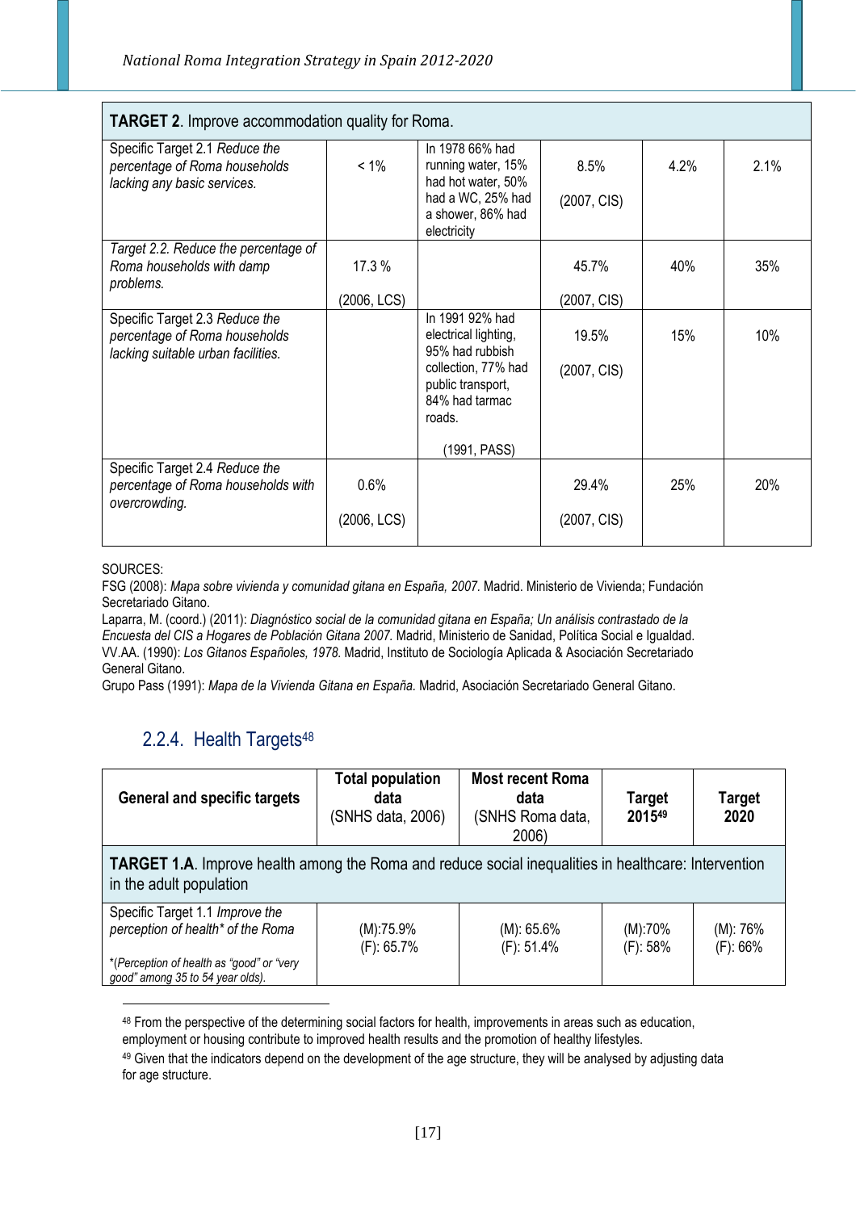| TARGET 2. Improve accommodation quality for Roma. | | | | | |
|---|---|---|---|---|---|
| Specific Target 2.1 *Reduce the percentage of Roma households lacking any basic services.* | < 1% | In 1978 66% had running water, 15% had hot water, 50% had a WC, 25% had a shower, 86% had electricity | 8.5% (2007, CIS) | 4.2% | 2.1% |
| *Target 2.2. Reduce the percentage of Roma households with damp problems.* | 17.3 % (2006, LCS) | | 45.7% (2007, CIS) | 40% | 35% |
| Specific Target 2.3 *Reduce the percentage of Roma households lacking suitable urban facilities.* | | In 1991 92% had electrical lighting, 95% had rubbish collection, 77% had public transport, 84% had tarmac roads. (1991, PASS) | 19.5% (2007, CIS) | 15% | 10% |
| Specific Target 2.4 *Reduce the percentage of Roma households with overcrowding.* | 0.6% (2006, LCS) | | 29.4% (2007, CIS) | 25% | 20% |

SOURCES:
FSG (2008): *Mapa sobre vivienda y comunidad gitana en España, 2007*. Madrid. Ministerio de Vivienda; Fundación Secretariado Gitano.
Laparra, M. (coord.) (2011): *Diagnóstico social de la comunidad gitana en España; Un análisis contrastado de la Encuesta del CIS a Hogares de Población Gitana 2007.* Madrid, Ministerio de Sanidad, Política Social e Igualdad.
VV.AA. (1990): *Los Gitanos Españoles, 1978.* Madrid, Instituto de Sociología Aplicada & Asociación Secretariado General Gitano.
Grupo Pass (1991): *Mapa de la Vivienda Gitana en España.* Madrid, Asociación Secretariado General Gitano.

### 2.2.4. Health Targets[48]

| General and specific targets | Total population data (SNHS data, 2006) | Most recent Roma data (SNHS Roma data, 2006) | Target 2015[49] | Target 2020 |
|---|---|---|---|---|
| **TARGET 1.A**. Improve health among the Roma and reduce social inequalities in healthcare: Intervention in the adult population | | | | |
| Specific Target 1.1 *Improve the perception of health\* of the Roma* <br> \*(*Perception of health as "good" or "very good" among 35 to 54 year olds).* | (M):75.9% <br> (F): 65.7% | (M): 65.6% <br> (F): 51.4% | (M):70% <br> (F): 58% | (M): 76% <br> (F): 66% |

[48] From the perspective of the determining social factors for health, improvements in areas such as education, employment or housing contribute to improved health results and the promotion of healthy lifestyles.

[49] Given that the indicators depend on the development of the age structure, they will be analysed by adjusting data for age structure.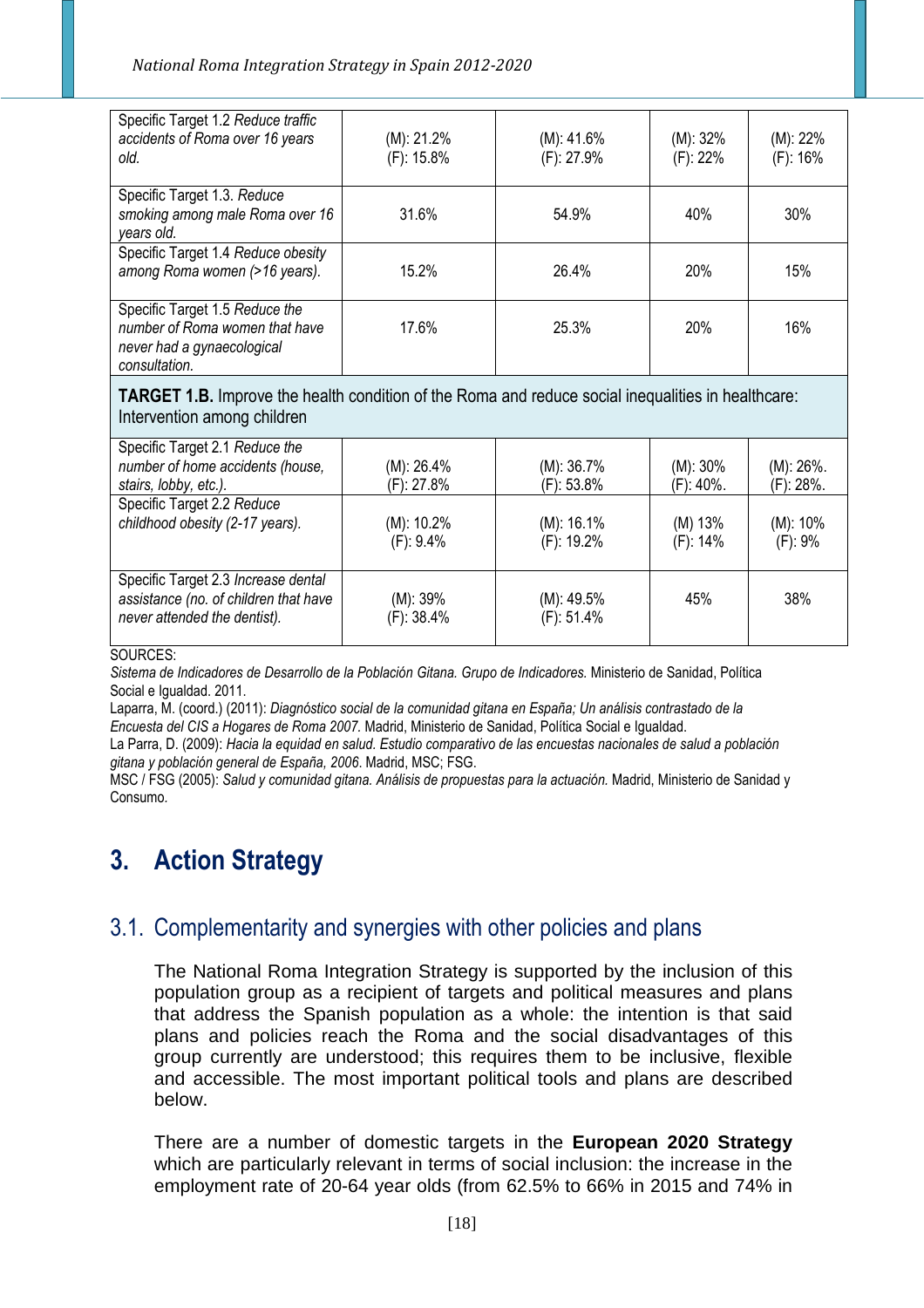| | | | | |
|---|---|---|---|---|
| Specific Target 1.2 *Reduce traffic accidents of Roma over 16 years old.* | (M): 21.2%<br>(F): 15.8% | (M): 41.6%<br>(F): 27.9% | (M): 32%<br>(F): 22% | (M): 22%<br>(F): 16% |
| Specific Target 1.3. *Reduce smoking among male Roma over 16 years old.* | 31.6% | 54.9% | 40% | 30% |
| Specific Target 1.4 *Reduce obesity among Roma women (>16 years).* | 15.2% | 26.4% | 20% | 15% |
| Specific Target 1.5 *Reduce the number of Roma women that have never had a gynaecological consultation.* | 17.6% | 25.3% | 20% | 16% |
| **TARGET 1.B.** Improve the health condition of the Roma and reduce social inequalities in healthcare: Intervention among children | | | | |
| Specific Target 2.1 *Reduce the number of home accidents (house, stairs, lobby, etc.).* | (M): 26.4%<br>(F): 27.8% | (M): 36.7%<br>(F): 53.8% | (M): 30%<br>(F): 40%. | (M): 26%.<br>(F): 28%. |
| Specific Target 2.2 *Reduce childhood obesity (2-17 years).* | (M): 10.2%<br>(F): 9.4% | (M): 16.1%<br>(F): 19.2% | (M) 13%<br>(F): 14% | (M): 10%<br>(F): 9% |
| Specific Target 2.3 *Increase dental assistance (no. of children that have never attended the dentist).* | (M): 39%<br>(F): 38.4% | (M): 49.5%<br>(F): 51.4% | 45% | 38% |

SOURCES:

*Sistema de Indicadores de Desarrollo de la Población Gitana. Grupo de Indicadores.* Ministerio de Sanidad, Política Social e Igualdad. 2011.

Laparra, M. (coord.) (2011): *Diagnóstico social de la comunidad gitana en España; Un análisis contrastado de la Encuesta del CIS a Hogares de Roma 2007.* Madrid, Ministerio de Sanidad, Política Social e Igualdad.

La Parra, D. (2009): *Hacia la equidad en salud. Estudio comparativo de las encuestas nacionales de salud a población gitana y población general de España, 2006.* Madrid, MSC; FSG.

MSC / FSG (2005): *Salud y comunidad gitana. Análisis de propuestas para la actuación.* Madrid, Ministerio de Sanidad y Consumo.

# 3. Action Strategy

## 3.1. Complementarity and synergies with other policies and plans

The National Roma Integration Strategy is supported by the inclusion of this population group as a recipient of targets and political measures and plans that address the Spanish population as a whole: the intention is that said plans and policies reach the Roma and the social disadvantages of this group currently are understood; this requires them to be inclusive, flexible and accessible. The most important political tools and plans are described below.

There are a number of domestic targets in the **European 2020 Strategy** which are particularly relevant in terms of social inclusion: the increase in the employment rate of 20-64 year olds (from 62.5% to 66% in 2015 and 74% in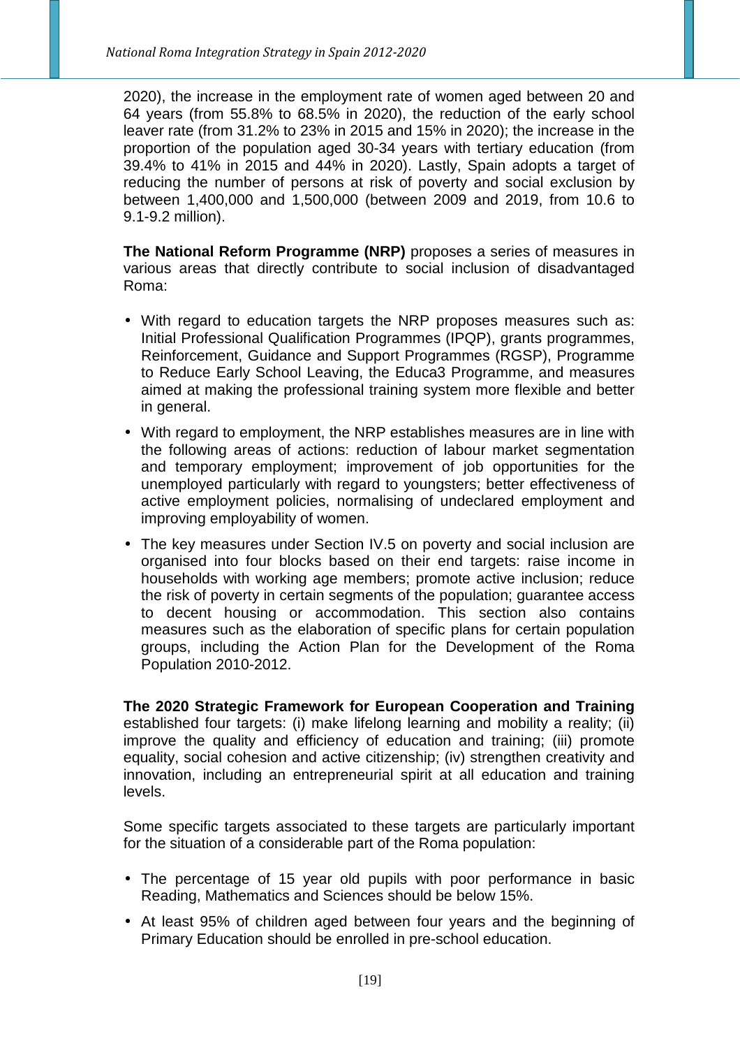2020), the increase in the employment rate of women aged between 20 and 64 years (from 55.8% to 68.5% in 2020), the reduction of the early school leaver rate (from 31.2% to 23% in 2015 and 15% in 2020); the increase in the proportion of the population aged 30-34 years with tertiary education (from 39.4% to 41% in 2015 and 44% in 2020). Lastly, Spain adopts a target of reducing the number of persons at risk of poverty and social exclusion by between 1,400,000 and 1,500,000 (between 2009 and 2019, from 10.6 to 9.1-9.2 million).

**The National Reform Programme (NRP)** proposes a series of measures in various areas that directly contribute to social inclusion of disadvantaged Roma:

- With regard to education targets the NRP proposes measures such as: Initial Professional Qualification Programmes (IPQP), grants programmes, Reinforcement, Guidance and Support Programmes (RGSP), Programme to Reduce Early School Leaving, the Educa3 Programme, and measures aimed at making the professional training system more flexible and better in general.
- With regard to employment, the NRP establishes measures are in line with the following areas of actions: reduction of labour market segmentation and temporary employment; improvement of job opportunities for the unemployed particularly with regard to youngsters; better effectiveness of active employment policies, normalising of undeclared employment and improving employability of women.
- The key measures under Section IV.5 on poverty and social inclusion are organised into four blocks based on their end targets: raise income in households with working age members; promote active inclusion; reduce the risk of poverty in certain segments of the population; guarantee access to decent housing or accommodation. This section also contains measures such as the elaboration of specific plans for certain population groups, including the Action Plan for the Development of the Roma Population 2010-2012.

**The 2020 Strategic Framework for European Cooperation and Training** established four targets: (i) make lifelong learning and mobility a reality; (ii) improve the quality and efficiency of education and training; (iii) promote equality, social cohesion and active citizenship; (iv) strengthen creativity and innovation, including an entrepreneurial spirit at all education and training levels.

Some specific targets associated to these targets are particularly important for the situation of a considerable part of the Roma population:

- The percentage of 15 year old pupils with poor performance in basic Reading, Mathematics and Sciences should be below 15%.
- At least 95% of children aged between four years and the beginning of Primary Education should be enrolled in pre-school education.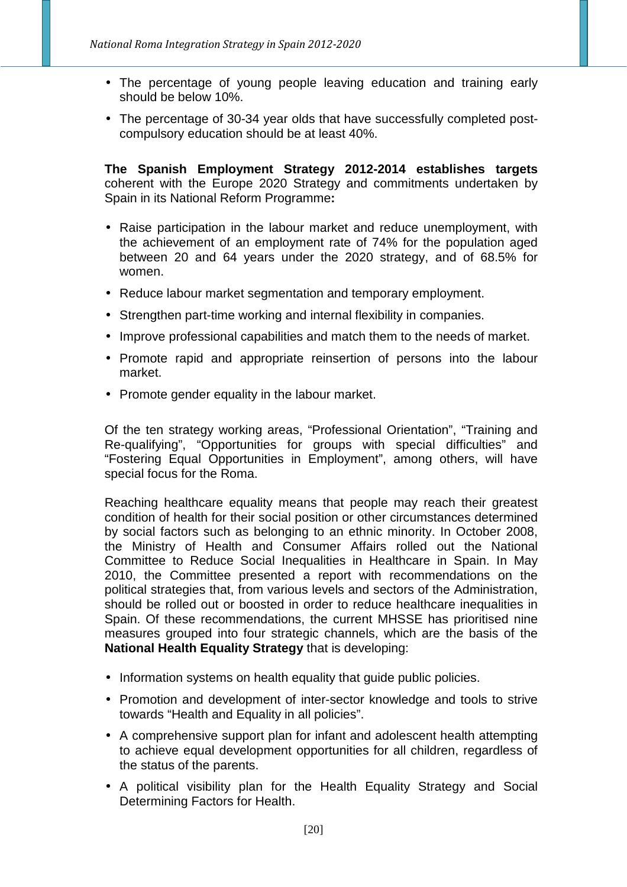- The percentage of young people leaving education and training early should be below 10%.
- The percentage of 30-34 year olds that have successfully completed post-compulsory education should be at least 40%.

**The Spanish Employment Strategy 2012-2014 establishes targets** coherent with the Europe 2020 Strategy and commitments undertaken by Spain in its National Reform Programme**:**

- Raise participation in the labour market and reduce unemployment, with the achievement of an employment rate of 74% for the population aged between 20 and 64 years under the 2020 strategy, and of 68.5% for women.
- Reduce labour market segmentation and temporary employment.
- Strengthen part-time working and internal flexibility in companies.
- Improve professional capabilities and match them to the needs of market.
- Promote rapid and appropriate reinsertion of persons into the labour market.
- Promote gender equality in the labour market.

Of the ten strategy working areas, "Professional Orientation", "Training and Re-qualifying", "Opportunities for groups with special difficulties" and "Fostering Equal Opportunities in Employment", among others, will have special focus for the Roma.

Reaching healthcare equality means that people may reach their greatest condition of health for their social position or other circumstances determined by social factors such as belonging to an ethnic minority. In October 2008, the Ministry of Health and Consumer Affairs rolled out the National Committee to Reduce Social Inequalities in Healthcare in Spain. In May 2010, the Committee presented a report with recommendations on the political strategies that, from various levels and sectors of the Administration, should be rolled out or boosted in order to reduce healthcare inequalities in Spain. Of these recommendations, the current MHSSE has prioritised nine measures grouped into four strategic channels, which are the basis of the **National Health Equality Strategy** that is developing:

- Information systems on health equality that guide public policies.
- Promotion and development of inter-sector knowledge and tools to strive towards "Health and Equality in all policies".
- A comprehensive support plan for infant and adolescent health attempting to achieve equal development opportunities for all children, regardless of the status of the parents.
- A political visibility plan for the Health Equality Strategy and Social Determining Factors for Health.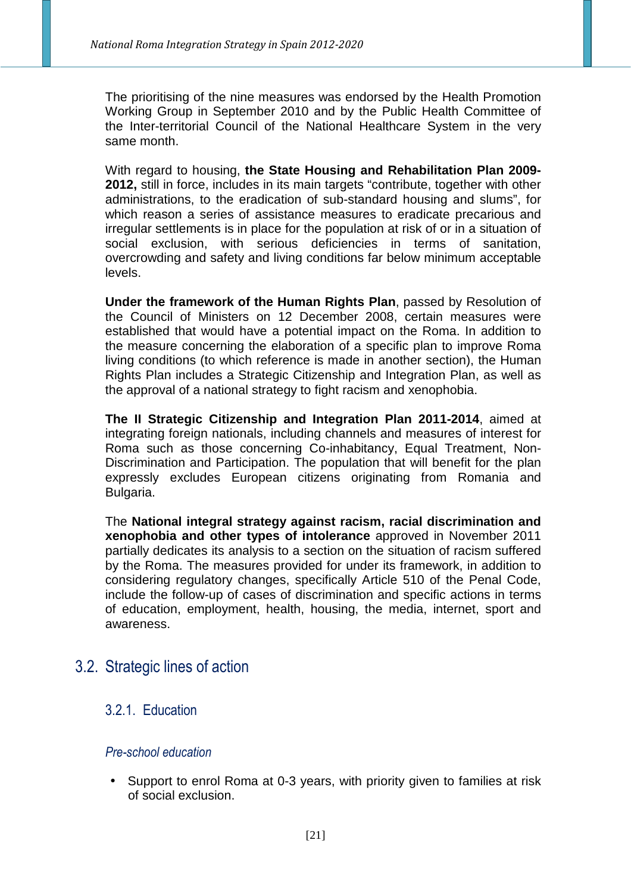The prioritising of the nine measures was endorsed by the Health Promotion Working Group in September 2010 and by the Public Health Committee of the Inter-territorial Council of the National Healthcare System in the very same month.

With regard to housing, **the State Housing and Rehabilitation Plan 2009-2012,** still in force, includes in its main targets "contribute, together with other administrations, to the eradication of sub-standard housing and slums", for which reason a series of assistance measures to eradicate precarious and irregular settlements is in place for the population at risk of or in a situation of social exclusion, with serious deficiencies in terms of sanitation, overcrowding and safety and living conditions far below minimum acceptable levels.

**Under the framework of the Human Rights Plan**, passed by Resolution of the Council of Ministers on 12 December 2008, certain measures were established that would have a potential impact on the Roma. In addition to the measure concerning the elaboration of a specific plan to improve Roma living conditions (to which reference is made in another section), the Human Rights Plan includes a Strategic Citizenship and Integration Plan, as well as the approval of a national strategy to fight racism and xenophobia.

**The II Strategic Citizenship and Integration Plan 2011-2014**, aimed at integrating foreign nationals, including channels and measures of interest for Roma such as those concerning Co-inhabitancy, Equal Treatment, Non-Discrimination and Participation. The population that will benefit for the plan expressly excludes European citizens originating from Romania and Bulgaria.

The **National integral strategy against racism, racial discrimination and xenophobia and other types of intolerance** approved in November 2011 partially dedicates its analysis to a section on the situation of racism suffered by the Roma. The measures provided for under its framework, in addition to considering regulatory changes, specifically Article 510 of the Penal Code, include the follow-up of cases of discrimination and specific actions in terms of education, employment, health, housing, the media, internet, sport and awareness.

## 3.2. Strategic lines of action

### 3.2.1. Education

#### *Pre-school education*

- Support to enrol Roma at 0-3 years, with priority given to families at risk of social exclusion.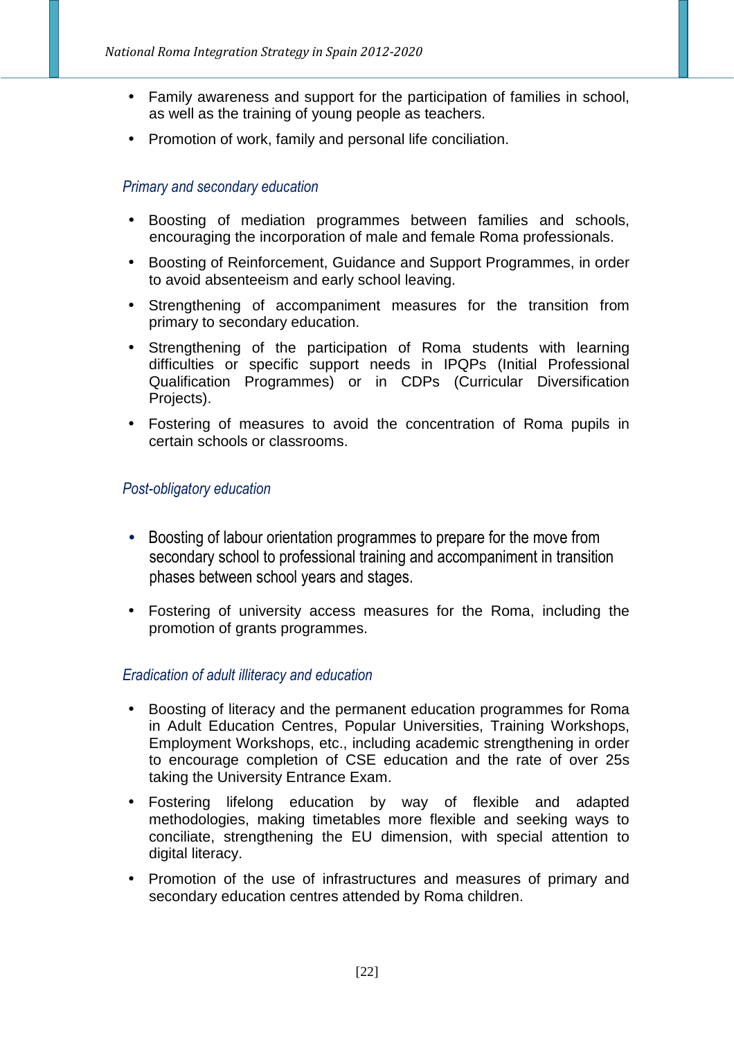- Family awareness and support for the participation of families in school, as well as the training of young people as teachers.
- Promotion of work, family and personal life conciliation.

### *Primary and secondary education*

- Boosting of mediation programmes between families and schools, encouraging the incorporation of male and female Roma professionals.
- Boosting of Reinforcement, Guidance and Support Programmes, in order to avoid absenteeism and early school leaving.
- Strengthening of accompaniment measures for the transition from primary to secondary education.
- Strengthening of the participation of Roma students with learning difficulties or specific support needs in IPQPs (Initial Professional Qualification Programmes) or in CDPs (Curricular Diversification Projects).
- Fostering of measures to avoid the concentration of Roma pupils in certain schools or classrooms.

### *Post-obligatory education*

- Boosting of labour orientation programmes to prepare for the move from secondary school to professional training and accompaniment in transition phases between school years and stages.
- Fostering of university access measures for the Roma, including the promotion of grants programmes.

### *Eradication of adult illiteracy and education*

- Boosting of literacy and the permanent education programmes for Roma in Adult Education Centres, Popular Universities, Training Workshops, Employment Workshops, etc., including academic strengthening in order to encourage completion of CSE education and the rate of over 25s taking the University Entrance Exam.
- Fostering lifelong education by way of flexible and adapted methodologies, making timetables more flexible and seeking ways to conciliate, strengthening the EU dimension, with special attention to digital literacy.
- Promotion of the use of infrastructures and measures of primary and secondary education centres attended by Roma children.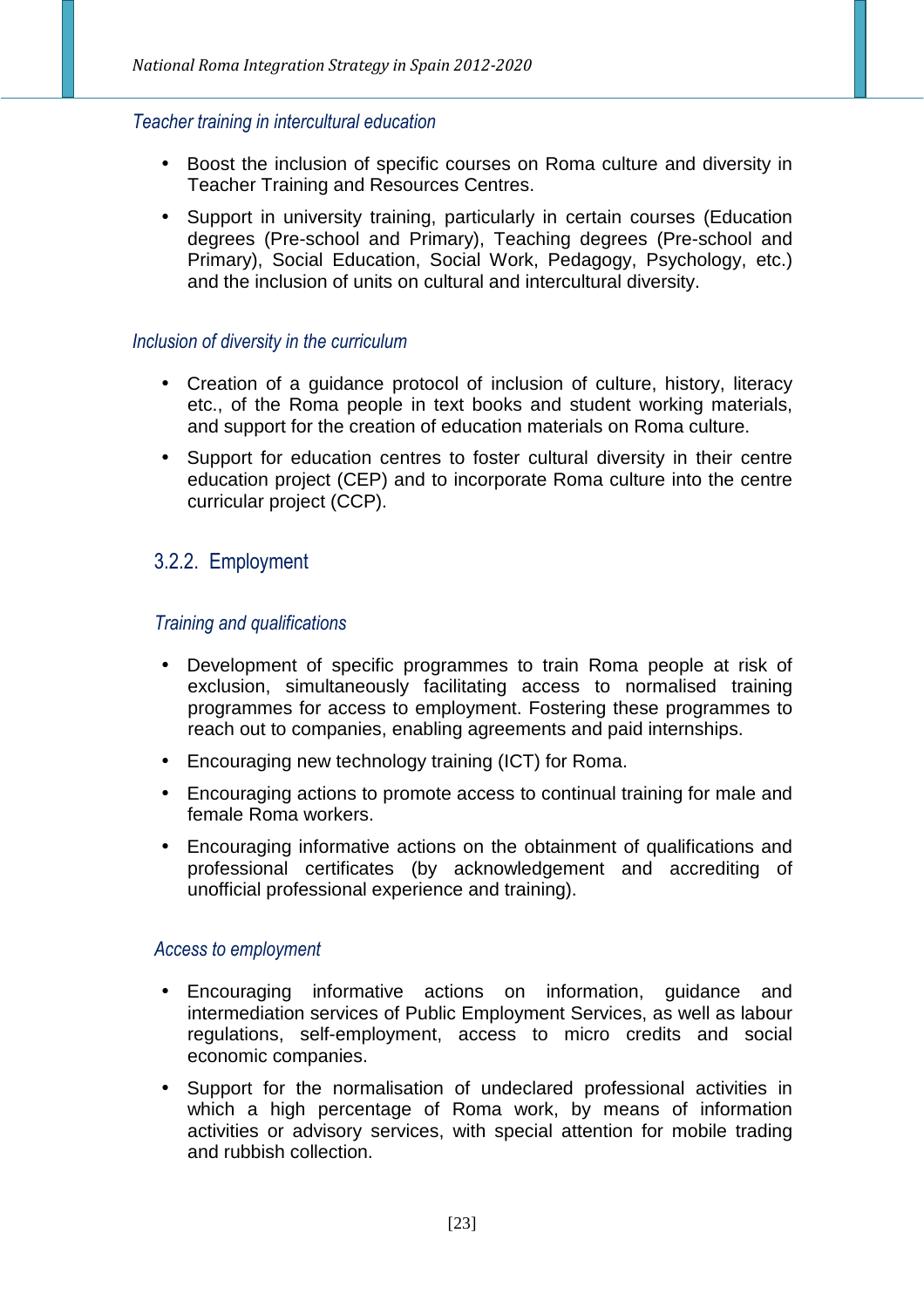*Teacher training in intercultural education*

- Boost the inclusion of specific courses on Roma culture and diversity in Teacher Training and Resources Centres.
- Support in university training, particularly in certain courses (Education degrees (Pre-school and Primary), Teaching degrees (Pre-school and Primary), Social Education, Social Work, Pedagogy, Psychology, etc.) and the inclusion of units on cultural and intercultural diversity.

*Inclusion of diversity in the curriculum*

- Creation of a guidance protocol of inclusion of culture, history, literacy etc., of the Roma people in text books and student working materials, and support for the creation of education materials on Roma culture.
- Support for education centres to foster cultural diversity in their centre education project (CEP) and to incorporate Roma culture into the centre curricular project (CCP).

### 3.2.2. Employment

*Training and qualifications*

- Development of specific programmes to train Roma people at risk of exclusion, simultaneously facilitating access to normalised training programmes for access to employment. Fostering these programmes to reach out to companies, enabling agreements and paid internships.
- Encouraging new technology training (ICT) for Roma.
- Encouraging actions to promote access to continual training for male and female Roma workers.
- Encouraging informative actions on the obtainment of qualifications and professional certificates (by acknowledgement and accrediting of unofficial professional experience and training).

*Access to employment*

- Encouraging informative actions on information, guidance and intermediation services of Public Employment Services, as well as labour regulations, self-employment, access to micro credits and social economic companies.
- Support for the normalisation of undeclared professional activities in which a high percentage of Roma work, by means of information activities or advisory services, with special attention for mobile trading and rubbish collection.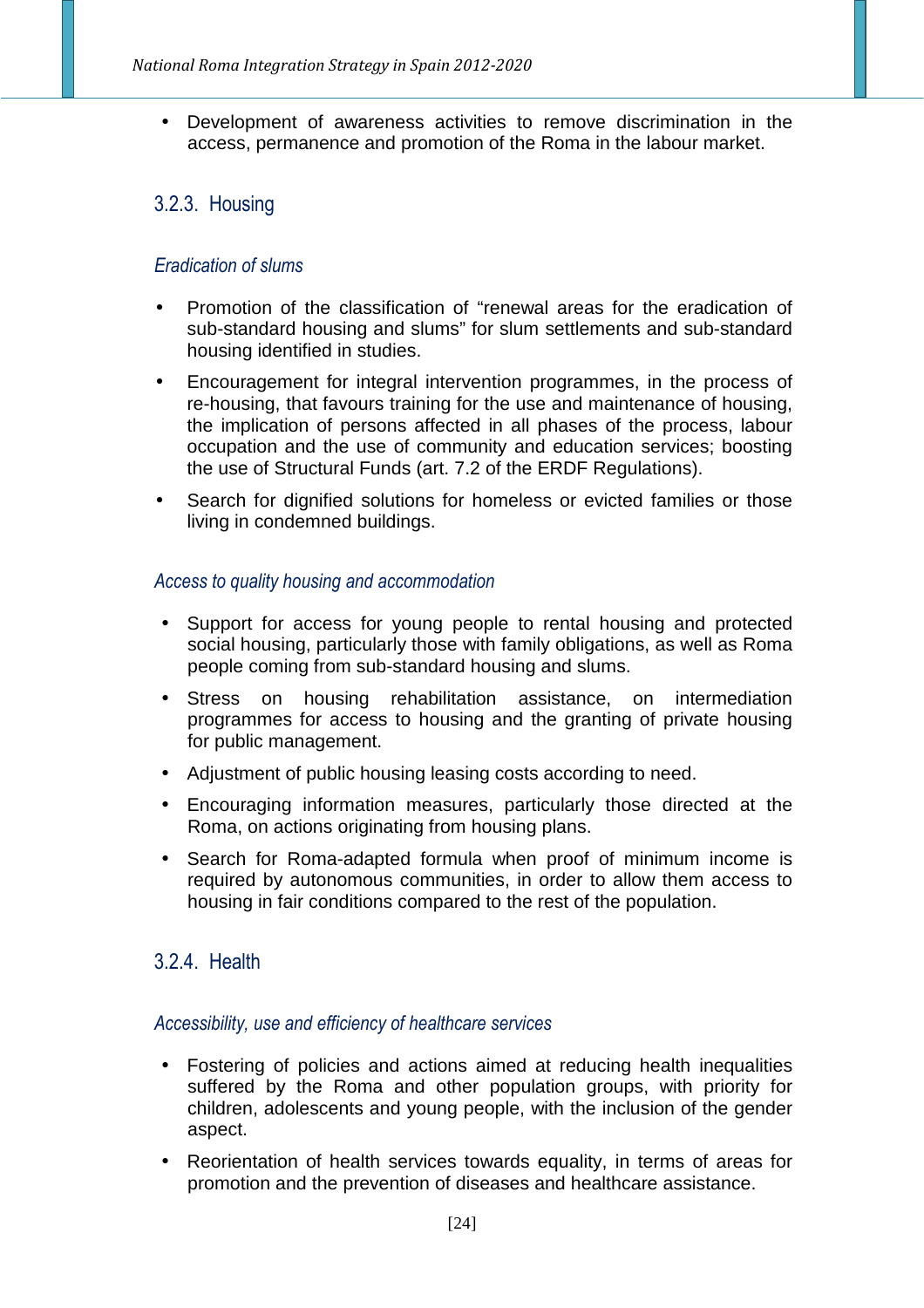- Development of awareness activities to remove discrimination in the access, permanence and promotion of the Roma in the labour market.

### 3.2.3. Housing

*Eradication of slums*

- Promotion of the classification of "renewal areas for the eradication of sub-standard housing and slums" for slum settlements and sub-standard housing identified in studies.
- Encouragement for integral intervention programmes, in the process of re-housing, that favours training for the use and maintenance of housing, the implication of persons affected in all phases of the process, labour occupation and the use of community and education services; boosting the use of Structural Funds (art. 7.2 of the ERDF Regulations).
- Search for dignified solutions for homeless or evicted families or those living in condemned buildings.

*Access to quality housing and accommodation*

- Support for access for young people to rental housing and protected social housing, particularly those with family obligations, as well as Roma people coming from sub-standard housing and slums.
- Stress on housing rehabilitation assistance, on intermediation programmes for access to housing and the granting of private housing for public management.
- Adjustment of public housing leasing costs according to need.
- Encouraging information measures, particularly those directed at the Roma, on actions originating from housing plans.
- Search for Roma-adapted formula when proof of minimum income is required by autonomous communities, in order to allow them access to housing in fair conditions compared to the rest of the population.

### 3.2.4. Health

*Accessibility, use and efficiency of healthcare services*

- Fostering of policies and actions aimed at reducing health inequalities suffered by the Roma and other population groups, with priority for children, adolescents and young people, with the inclusion of the gender aspect.
- Reorientation of health services towards equality, in terms of areas for promotion and the prevention of diseases and healthcare assistance.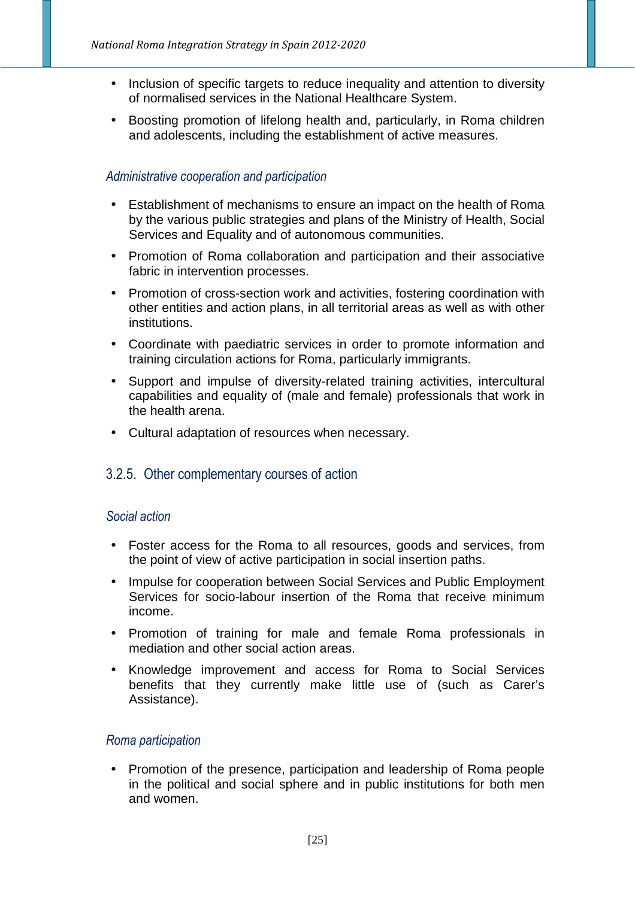- Inclusion of specific targets to reduce inequality and attention to diversity of normalised services in the National Healthcare System.
- Boosting promotion of lifelong health and, particularly, in Roma children and adolescents, including the establishment of active measures.

*Administrative cooperation and participation*

- Establishment of mechanisms to ensure an impact on the health of Roma by the various public strategies and plans of the Ministry of Health, Social Services and Equality and of autonomous communities.
- Promotion of Roma collaboration and participation and their associative fabric in intervention processes.
- Promotion of cross-section work and activities, fostering coordination with other entities and action plans, in all territorial areas as well as with other institutions.
- Coordinate with paediatric services in order to promote information and training circulation actions for Roma, particularly immigrants.
- Support and impulse of diversity-related training activities, intercultural capabilities and equality of (male and female) professionals that work in the health arena.
- Cultural adaptation of resources when necessary.

### 3.2.5. Other complementary courses of action

*Social action*

- Foster access for the Roma to all resources, goods and services, from the point of view of active participation in social insertion paths.
- Impulse for cooperation between Social Services and Public Employment Services for socio-labour insertion of the Roma that receive minimum income.
- Promotion of training for male and female Roma professionals in mediation and other social action areas.
- Knowledge improvement and access for Roma to Social Services benefits that they currently make little use of (such as Carer's Assistance).

*Roma participation*

- Promotion of the presence, participation and leadership of Roma people in the political and social sphere and in public institutions for both men and women.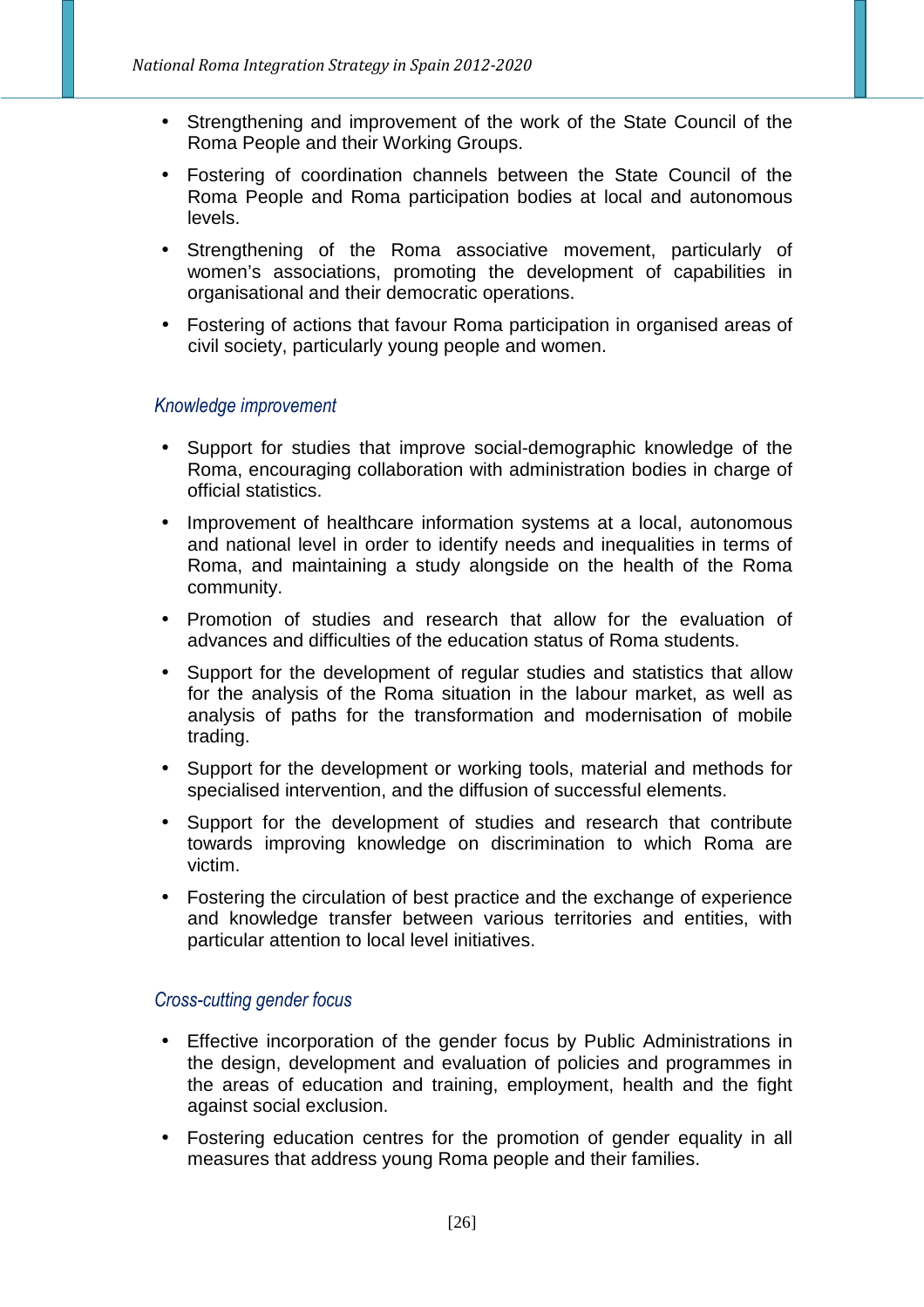- Strengthening and improvement of the work of the State Council of the Roma People and their Working Groups.
- Fostering of coordination channels between the State Council of the Roma People and Roma participation bodies at local and autonomous levels.
- Strengthening of the Roma associative movement, particularly of women's associations, promoting the development of capabilities in organisational and their democratic operations.
- Fostering of actions that favour Roma participation in organised areas of civil society, particularly young people and women.

### *Knowledge improvement*

- Support for studies that improve social-demographic knowledge of the Roma, encouraging collaboration with administration bodies in charge of official statistics.
- Improvement of healthcare information systems at a local, autonomous and national level in order to identify needs and inequalities in terms of Roma, and maintaining a study alongside on the health of the Roma community.
- Promotion of studies and research that allow for the evaluation of advances and difficulties of the education status of Roma students.
- Support for the development of regular studies and statistics that allow for the analysis of the Roma situation in the labour market, as well as analysis of paths for the transformation and modernisation of mobile trading.
- Support for the development or working tools, material and methods for specialised intervention, and the diffusion of successful elements.
- Support for the development of studies and research that contribute towards improving knowledge on discrimination to which Roma are victim.
- Fostering the circulation of best practice and the exchange of experience and knowledge transfer between various territories and entities, with particular attention to local level initiatives.

### *Cross-cutting gender focus*

- Effective incorporation of the gender focus by Public Administrations in the design, development and evaluation of policies and programmes in the areas of education and training, employment, health and the fight against social exclusion.
- Fostering education centres for the promotion of gender equality in all measures that address young Roma people and their families.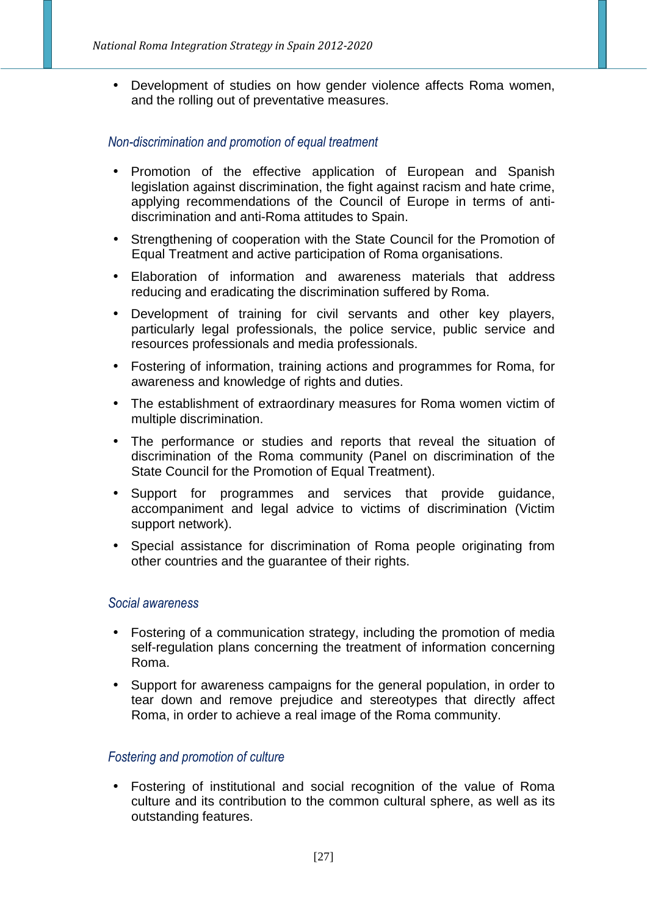- Development of studies on how gender violence affects Roma women, and the rolling out of preventative measures.

*Non-discrimination and promotion of equal treatment*

- Promotion of the effective application of European and Spanish legislation against discrimination, the fight against racism and hate crime, applying recommendations of the Council of Europe in terms of anti-discrimination and anti-Roma attitudes to Spain.
- Strengthening of cooperation with the State Council for the Promotion of Equal Treatment and active participation of Roma organisations.
- Elaboration of information and awareness materials that address reducing and eradicating the discrimination suffered by Roma.
- Development of training for civil servants and other key players, particularly legal professionals, the police service, public service and resources professionals and media professionals.
- Fostering of information, training actions and programmes for Roma, for awareness and knowledge of rights and duties.
- The establishment of extraordinary measures for Roma women victim of multiple discrimination.
- The performance or studies and reports that reveal the situation of discrimination of the Roma community (Panel on discrimination of the State Council for the Promotion of Equal Treatment).
- Support for programmes and services that provide guidance, accompaniment and legal advice to victims of discrimination (Victim support network).
- Special assistance for discrimination of Roma people originating from other countries and the guarantee of their rights.

*Social awareness*

- Fostering of a communication strategy, including the promotion of media self-regulation plans concerning the treatment of information concerning Roma.
- Support for awareness campaigns for the general population, in order to tear down and remove prejudice and stereotypes that directly affect Roma, in order to achieve a real image of the Roma community.

*Fostering and promotion of culture*

- Fostering of institutional and social recognition of the value of Roma culture and its contribution to the common cultural sphere, as well as its outstanding features.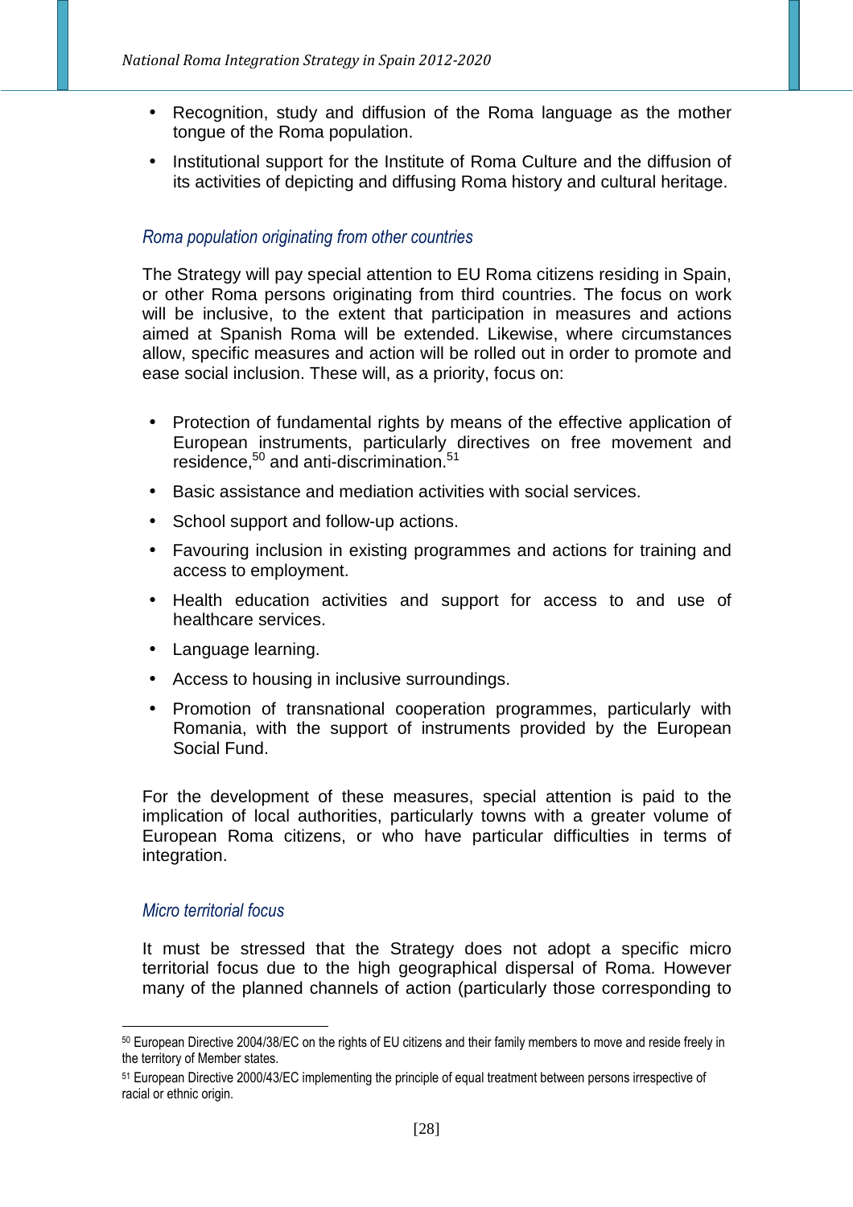- Recognition, study and diffusion of the Roma language as the mother tongue of the Roma population.
- Institutional support for the Institute of Roma Culture and the diffusion of its activities of depicting and diffusing Roma history and cultural heritage.

### *Roma population originating from other countries*

The Strategy will pay special attention to EU Roma citizens residing in Spain, or other Roma persons originating from third countries. The focus on work will be inclusive, to the extent that participation in measures and actions aimed at Spanish Roma will be extended. Likewise, where circumstances allow, specific measures and action will be rolled out in order to promote and ease social inclusion. These will, as a priority, focus on:

- Protection of fundamental rights by means of the effective application of European instruments, particularly directives on free movement and residence,[50] and anti-discrimination.[51]
- Basic assistance and mediation activities with social services.
- School support and follow-up actions.
- Favouring inclusion in existing programmes and actions for training and access to employment.
- Health education activities and support for access to and use of healthcare services.
- Language learning.
- Access to housing in inclusive surroundings.
- Promotion of transnational cooperation programmes, particularly with Romania, with the support of instruments provided by the European Social Fund.

For the development of these measures, special attention is paid to the implication of local authorities, particularly towns with a greater volume of European Roma citizens, or who have particular difficulties in terms of integration.

### *Micro territorial focus*

It must be stressed that the Strategy does not adopt a specific micro territorial focus due to the high geographical dispersal of Roma. However many of the planned channels of action (particularly those corresponding to

---

[50] European Directive 2004/38/EC on the rights of EU citizens and their family members to move and reside freely in the territory of Member states.

[51] European Directive 2000/43/EC implementing the principle of equal treatment between persons irrespective of racial or ethnic origin.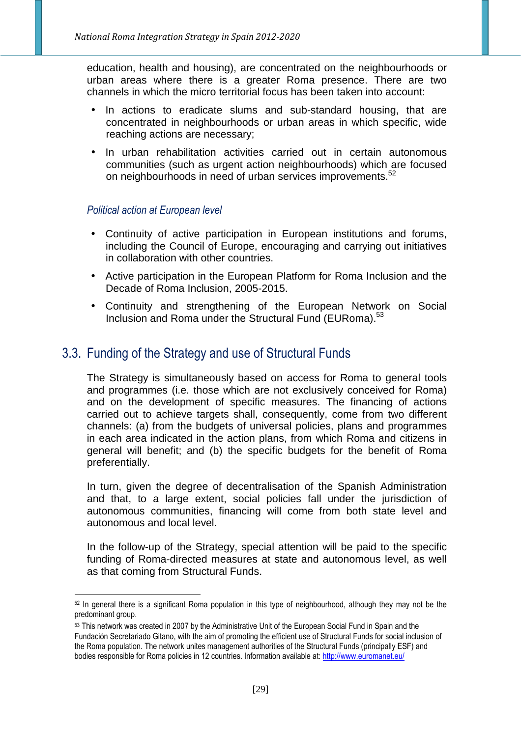education, health and housing), are concentrated on the neighbourhoods or urban areas where there is a greater Roma presence. There are two channels in which the micro territorial focus has been taken into account:

- In actions to eradicate slums and sub-standard housing, that are concentrated in neighbourhoods or urban areas in which specific, wide reaching actions are necessary;
- In urban rehabilitation activities carried out in certain autonomous communities (such as urgent action neighbourhoods) which are focused on neighbourhoods in need of urban services improvements.[52]

*Political action at European level*

- Continuity of active participation in European institutions and forums, including the Council of Europe, encouraging and carrying out initiatives in collaboration with other countries.
- Active participation in the European Platform for Roma Inclusion and the Decade of Roma Inclusion, 2005-2015.
- Continuity and strengthening of the European Network on Social Inclusion and Roma under the Structural Fund (EURoma).[53]

## 3.3. Funding of the Strategy and use of Structural Funds

The Strategy is simultaneously based on access for Roma to general tools and programmes (i.e. those which are not exclusively conceived for Roma) and on the development of specific measures. The financing of actions carried out to achieve targets shall, consequently, come from two different channels: (a) from the budgets of universal policies, plans and programmes in each area indicated in the action plans, from which Roma and citizens in general will benefit; and (b) the specific budgets for the benefit of Roma preferentially.

In turn, given the degree of decentralisation of the Spanish Administration and that, to a large extent, social policies fall under the jurisdiction of autonomous communities, financing will come from both state level and autonomous and local level.

In the follow-up of the Strategy, special attention will be paid to the specific funding of Roma-directed measures at state and autonomous level, as well as that coming from Structural Funds.

---

[52] In general there is a significant Roma population in this type of neighbourhood, although they may not be the predominant group.

[53] This network was created in 2007 by the Administrative Unit of the European Social Fund in Spain and the Fundación Secretariado Gitano, with the aim of promoting the efficient use of Structural Funds for social inclusion of the Roma population. The network unites management authorities of the Structural Funds (principally ESF) and bodies responsible for Roma policies in 12 countries. Information available at: http://www.euromanet.eu/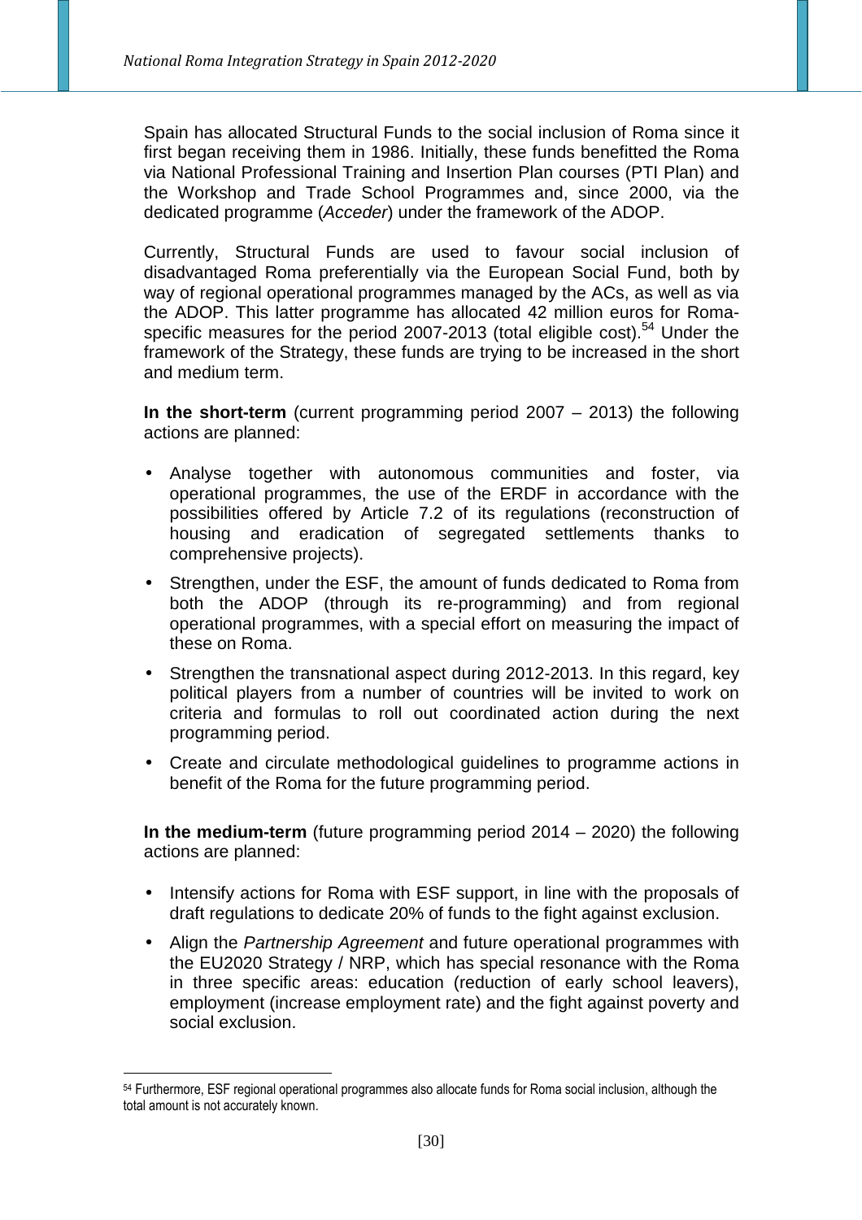Spain has allocated Structural Funds to the social inclusion of Roma since it first began receiving them in 1986. Initially, these funds benefitted the Roma via National Professional Training and Insertion Plan courses (PTI Plan) and the Workshop and Trade School Programmes and, since 2000, via the dedicated programme (*Acceder*) under the framework of the ADOP.

Currently, Structural Funds are used to favour social inclusion of disadvantaged Roma preferentially via the European Social Fund, both by way of regional operational programmes managed by the ACs, as well as via the ADOP. This latter programme has allocated 42 million euros for Roma-specific measures for the period 2007-2013 (total eligible cost).[54] Under the framework of the Strategy, these funds are trying to be increased in the short and medium term.

**In the short-term** (current programming period 2007 – 2013) the following actions are planned:

- Analyse together with autonomous communities and foster, via operational programmes, the use of the ERDF in accordance with the possibilities offered by Article 7.2 of its regulations (reconstruction of housing and eradication of segregated settlements thanks to comprehensive projects).
- Strengthen, under the ESF, the amount of funds dedicated to Roma from both the ADOP (through its re-programming) and from regional operational programmes, with a special effort on measuring the impact of these on Roma.
- Strengthen the transnational aspect during 2012-2013. In this regard, key political players from a number of countries will be invited to work on criteria and formulas to roll out coordinated action during the next programming period.
- Create and circulate methodological guidelines to programme actions in benefit of the Roma for the future programming period.

**In the medium-term** (future programming period 2014 – 2020) the following actions are planned:

- Intensify actions for Roma with ESF support, in line with the proposals of draft regulations to dedicate 20% of funds to the fight against exclusion.
- Align the *Partnership Agreement* and future operational programmes with the EU2020 Strategy / NRP, which has special resonance with the Roma in three specific areas: education (reduction of early school leavers), employment (increase employment rate) and the fight against poverty and social exclusion.

[54] Furthermore, ESF regional operational programmes also allocate funds for Roma social inclusion, although the total amount is not accurately known.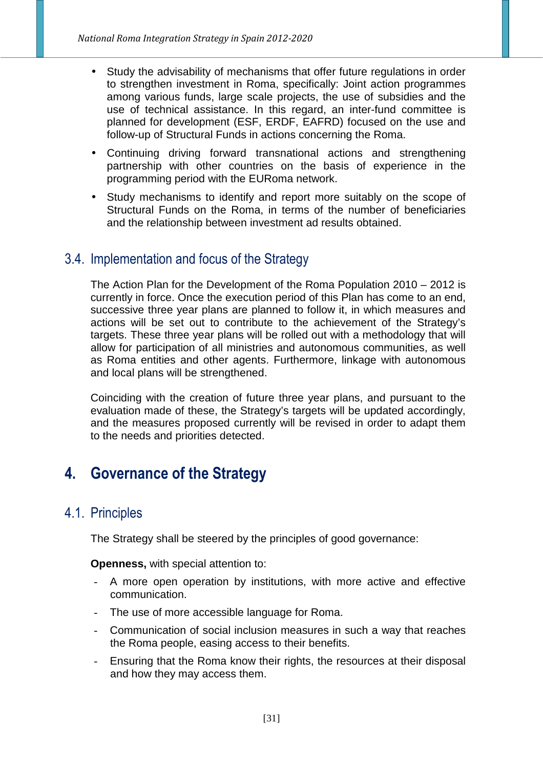- Study the advisability of mechanisms that offer future regulations in order to strengthen investment in Roma, specifically: Joint action programmes among various funds, large scale projects, the use of subsidies and the use of technical assistance. In this regard, an inter-fund committee is planned for development (ESF, ERDF, EAFRD) focused on the use and follow-up of Structural Funds in actions concerning the Roma.
- Continuing driving forward transnational actions and strengthening partnership with other countries on the basis of experience in the programming period with the EURoma network.
- Study mechanisms to identify and report more suitably on the scope of Structural Funds on the Roma, in terms of the number of beneficiaries and the relationship between investment ad results obtained.

## 3.4. Implementation and focus of the Strategy

The Action Plan for the Development of the Roma Population 2010 – 2012 is currently in force. Once the execution period of this Plan has come to an end, successive three year plans are planned to follow it, in which measures and actions will be set out to contribute to the achievement of the Strategy's targets. These three year plans will be rolled out with a methodology that will allow for participation of all ministries and autonomous communities, as well as Roma entities and other agents. Furthermore, linkage with autonomous and local plans will be strengthened.

Coinciding with the creation of future three year plans, and pursuant to the evaluation made of these, the Strategy's targets will be updated accordingly, and the measures proposed currently will be revised in order to adapt them to the needs and priorities detected.

# 4. Governance of the Strategy

## 4.1. Principles

The Strategy shall be steered by the principles of good governance:

**Openness,** with special attention to:

- A more open operation by institutions, with more active and effective communication.
- The use of more accessible language for Roma.
- Communication of social inclusion measures in such a way that reaches the Roma people, easing access to their benefits.
- Ensuring that the Roma know their rights, the resources at their disposal and how they may access them.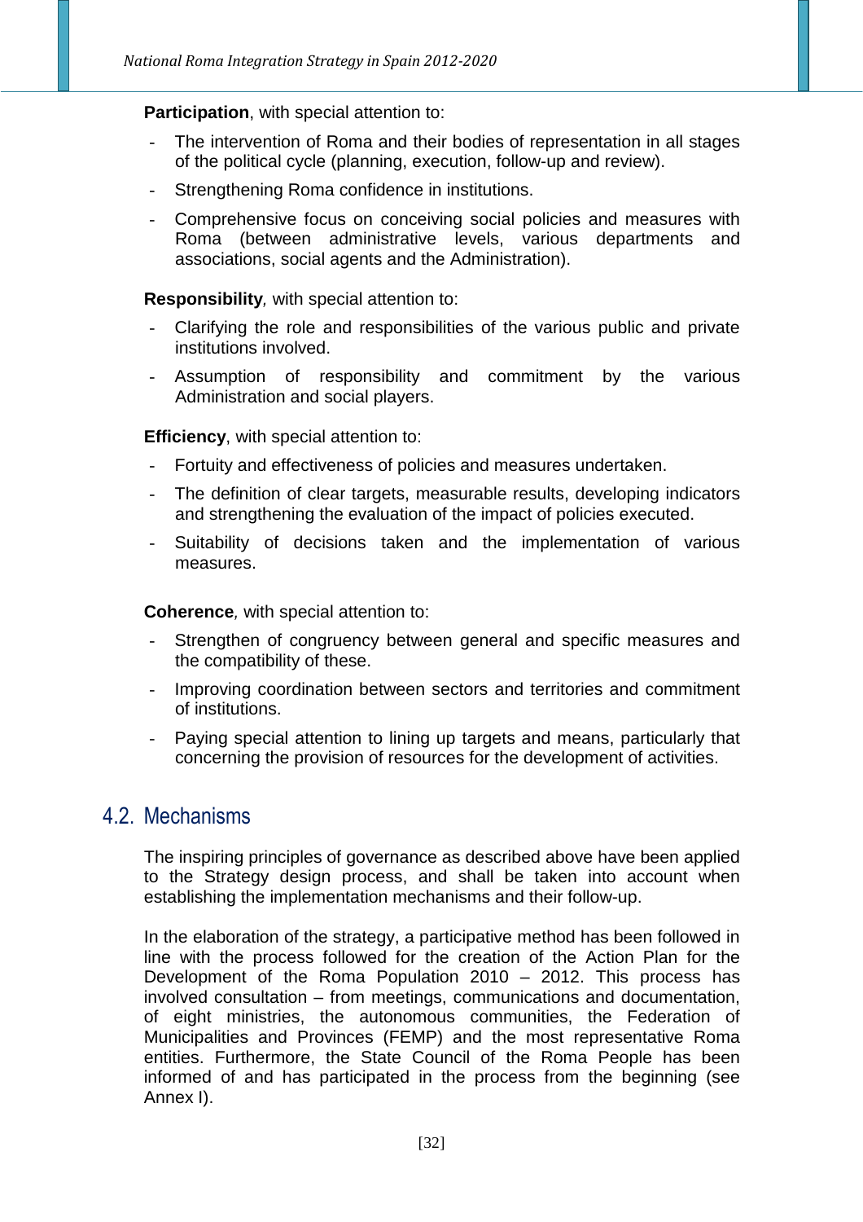**Participation**, with special attention to:

- The intervention of Roma and their bodies of representation in all stages of the political cycle (planning, execution, follow-up and review).
- Strengthening Roma confidence in institutions.
- Comprehensive focus on conceiving social policies and measures with Roma (between administrative levels, various departments and associations, social agents and the Administration).

**Responsibility***,* with special attention to:

- Clarifying the role and responsibilities of the various public and private institutions involved.
- Assumption of responsibility and commitment by the various Administration and social players.

**Efficiency**, with special attention to:

- Fortuity and effectiveness of policies and measures undertaken.
- The definition of clear targets, measurable results, developing indicators and strengthening the evaluation of the impact of policies executed.
- Suitability of decisions taken and the implementation of various measures.

**Coherence***,* with special attention to:

- Strengthen of congruency between general and specific measures and the compatibility of these.
- Improving coordination between sectors and territories and commitment of institutions.
- Paying special attention to lining up targets and means, particularly that concerning the provision of resources for the development of activities.

## 4.2. Mechanisms

The inspiring principles of governance as described above have been applied to the Strategy design process, and shall be taken into account when establishing the implementation mechanisms and their follow-up.

In the elaboration of the strategy, a participative method has been followed in line with the process followed for the creation of the Action Plan for the Development of the Roma Population 2010 – 2012. This process has involved consultation – from meetings, communications and documentation, of eight ministries, the autonomous communities, the Federation of Municipalities and Provinces (FEMP) and the most representative Roma entities. Furthermore, the State Council of the Roma People has been informed of and has participated in the process from the beginning (see Annex I).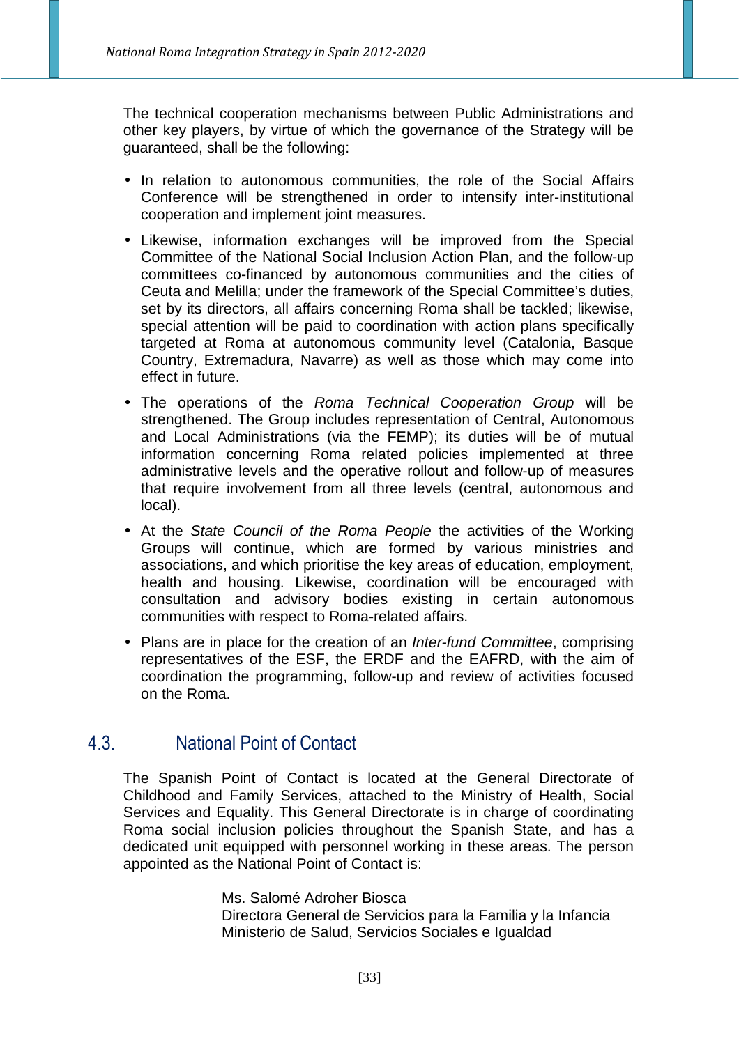The technical cooperation mechanisms between Public Administrations and other key players, by virtue of which the governance of the Strategy will be guaranteed, shall be the following:

- In relation to autonomous communities, the role of the Social Affairs Conference will be strengthened in order to intensify inter-institutional cooperation and implement joint measures.
- Likewise, information exchanges will be improved from the Special Committee of the National Social Inclusion Action Plan, and the follow-up committees co-financed by autonomous communities and the cities of Ceuta and Melilla; under the framework of the Special Committee's duties, set by its directors, all affairs concerning Roma shall be tackled; likewise, special attention will be paid to coordination with action plans specifically targeted at Roma at autonomous community level (Catalonia, Basque Country, Extremadura, Navarre) as well as those which may come into effect in future.
- The operations of the *Roma Technical Cooperation Group* will be strengthened. The Group includes representation of Central, Autonomous and Local Administrations (via the FEMP); its duties will be of mutual information concerning Roma related policies implemented at three administrative levels and the operative rollout and follow-up of measures that require involvement from all three levels (central, autonomous and local).
- At the *State Council of the Roma People* the activities of the Working Groups will continue, which are formed by various ministries and associations, and which prioritise the key areas of education, employment, health and housing. Likewise, coordination will be encouraged with consultation and advisory bodies existing in certain autonomous communities with respect to Roma-related affairs.
- Plans are in place for the creation of an *Inter-fund Committee*, comprising representatives of the ESF, the ERDF and the EAFRD, with the aim of coordination the programming, follow-up and review of activities focused on the Roma.

## 4.3. National Point of Contact

The Spanish Point of Contact is located at the General Directorate of Childhood and Family Services, attached to the Ministry of Health, Social Services and Equality. This General Directorate is in charge of coordinating Roma social inclusion policies throughout the Spanish State, and has a dedicated unit equipped with personnel working in these areas. The person appointed as the National Point of Contact is:

Ms. Salomé Adroher Biosca
Directora General de Servicios para la Familia y la Infancia
Ministerio de Salud, Servicios Sociales e Igualdad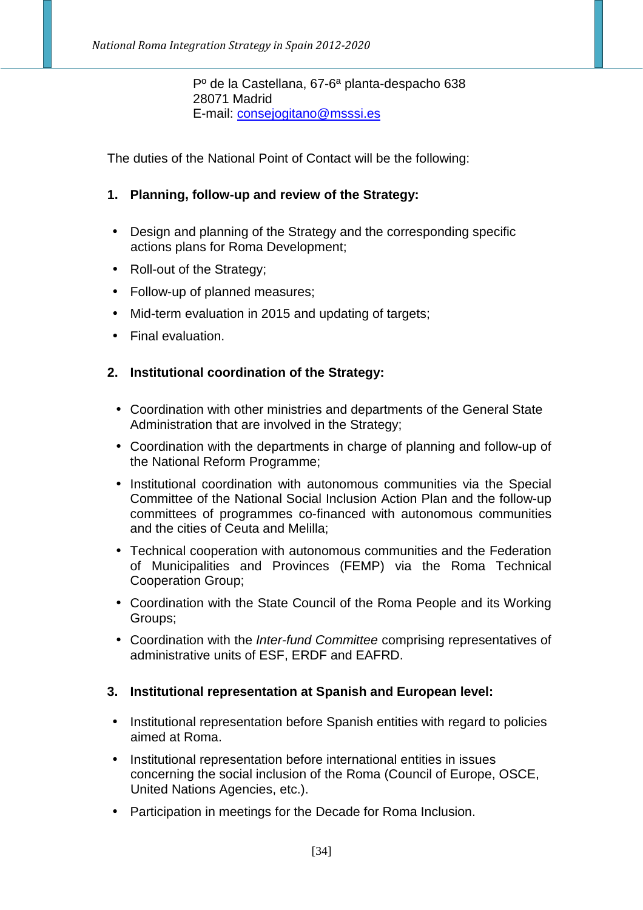Pº de la Castellana, 67-6ª planta-despacho 638
28071 Madrid
E-mail: consejogitano@msssi.es

The duties of the National Point of Contact will be the following:

**1. Planning, follow-up and review of the Strategy:**

- Design and planning of the Strategy and the corresponding specific actions plans for Roma Development;
- Roll-out of the Strategy;
- Follow-up of planned measures;
- Mid-term evaluation in 2015 and updating of targets;
- Final evaluation.

**2. Institutional coordination of the Strategy:**

- Coordination with other ministries and departments of the General State Administration that are involved in the Strategy;
- Coordination with the departments in charge of planning and follow-up of the National Reform Programme;
- Institutional coordination with autonomous communities via the Special Committee of the National Social Inclusion Action Plan and the follow-up committees of programmes co-financed with autonomous communities and the cities of Ceuta and Melilla;
- Technical cooperation with autonomous communities and the Federation of Municipalities and Provinces (FEMP) via the Roma Technical Cooperation Group;
- Coordination with the State Council of the Roma People and its Working Groups;
- Coordination with the *Inter-fund Committee* comprising representatives of administrative units of ESF, ERDF and EAFRD.

**3. Institutional representation at Spanish and European level:**

- Institutional representation before Spanish entities with regard to policies aimed at Roma.
- Institutional representation before international entities in issues concerning the social inclusion of the Roma (Council of Europe, OSCE, United Nations Agencies, etc.).
- Participation in meetings for the Decade for Roma Inclusion.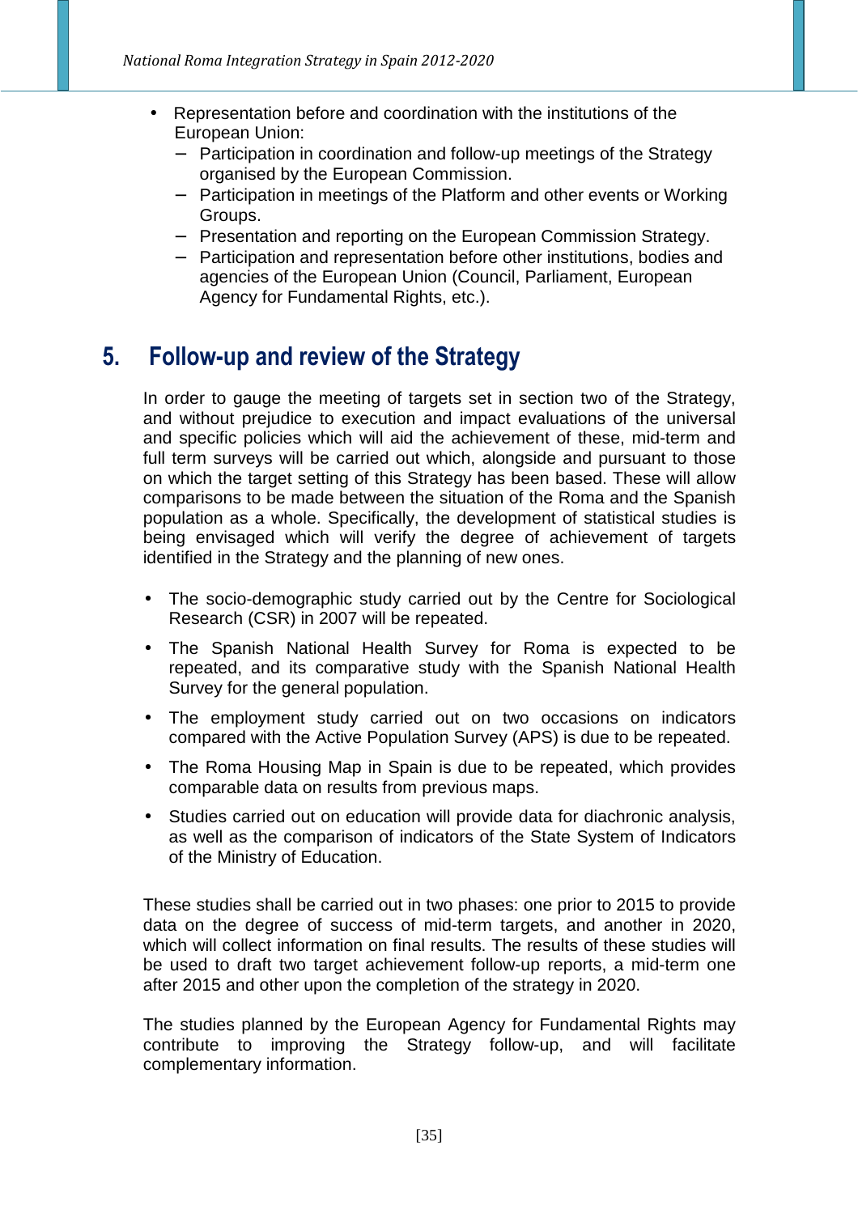- Representation before and coordination with the institutions of the European Union:
  - Participation in coordination and follow-up meetings of the Strategy organised by the European Commission.
  - Participation in meetings of the Platform and other events or Working Groups.
  - Presentation and reporting on the European Commission Strategy.
  - Participation and representation before other institutions, bodies and agencies of the European Union (Council, Parliament, European Agency for Fundamental Rights, etc.).

# 5. Follow-up and review of the Strategy

In order to gauge the meeting of targets set in section two of the Strategy, and without prejudice to execution and impact evaluations of the universal and specific policies which will aid the achievement of these, mid-term and full term surveys will be carried out which, alongside and pursuant to those on which the target setting of this Strategy has been based. These will allow comparisons to be made between the situation of the Roma and the Spanish population as a whole. Specifically, the development of statistical studies is being envisaged which will verify the degree of achievement of targets identified in the Strategy and the planning of new ones.

- The socio-demographic study carried out by the Centre for Sociological Research (CSR) in 2007 will be repeated.
- The Spanish National Health Survey for Roma is expected to be repeated, and its comparative study with the Spanish National Health Survey for the general population.
- The employment study carried out on two occasions on indicators compared with the Active Population Survey (APS) is due to be repeated.
- The Roma Housing Map in Spain is due to be repeated, which provides comparable data on results from previous maps.
- Studies carried out on education will provide data for diachronic analysis, as well as the comparison of indicators of the State System of Indicators of the Ministry of Education.

These studies shall be carried out in two phases: one prior to 2015 to provide data on the degree of success of mid-term targets, and another in 2020, which will collect information on final results. The results of these studies will be used to draft two target achievement follow-up reports, a mid-term one after 2015 and other upon the completion of the strategy in 2020.

The studies planned by the European Agency for Fundamental Rights may contribute to improving the Strategy follow-up, and will facilitate complementary information.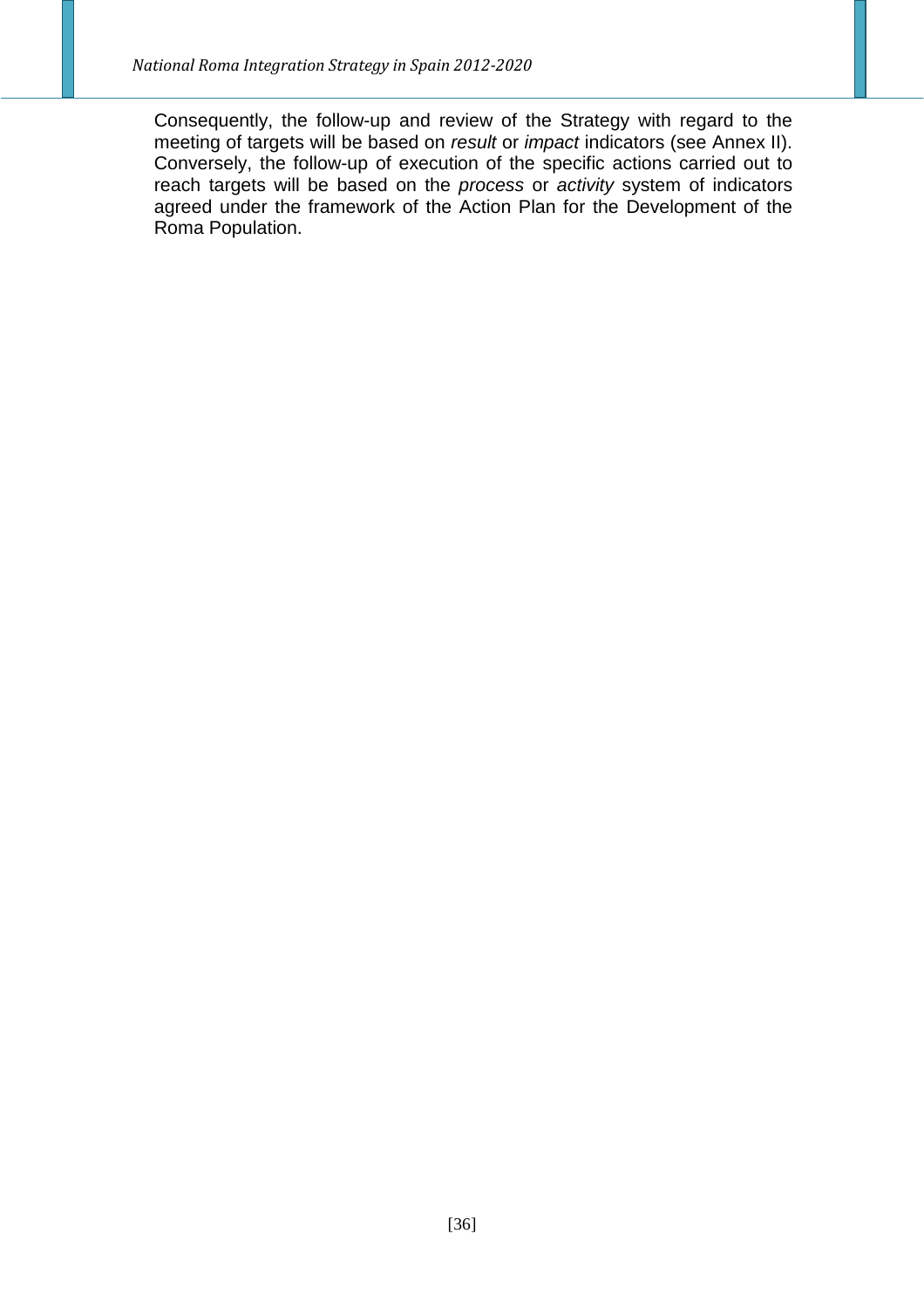Consequently, the follow-up and review of the Strategy with regard to the meeting of targets will be based on *result* or *impact* indicators (see Annex II). Conversely, the follow-up of execution of the specific actions carried out to reach targets will be based on the *process* or *activity* system of indicators agreed under the framework of the Action Plan for the Development of the Roma Population.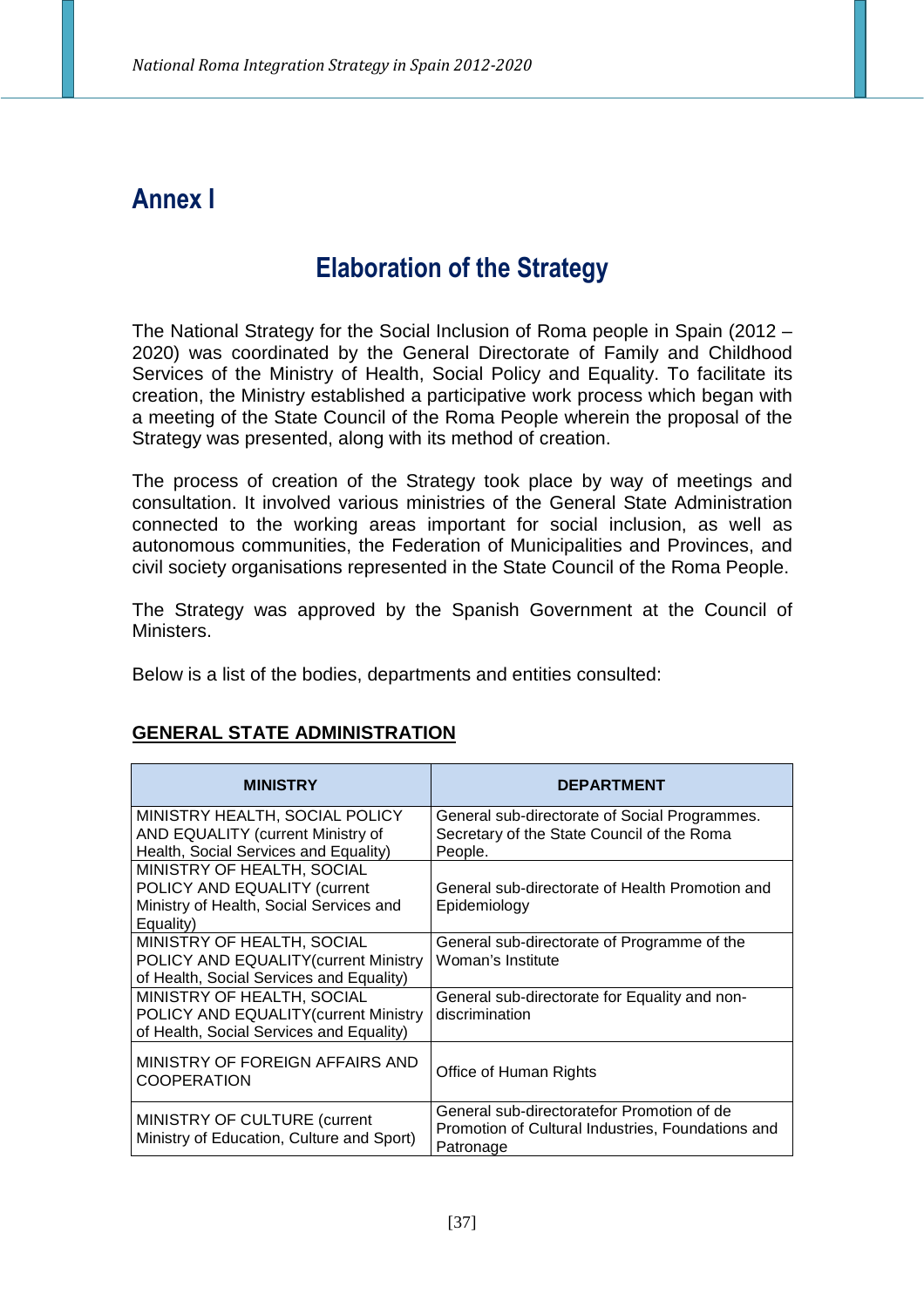# Annex I

## Elaboration of the Strategy

The National Strategy for the Social Inclusion of Roma people in Spain (2012 – 2020) was coordinated by the General Directorate of Family and Childhood Services of the Ministry of Health, Social Policy and Equality. To facilitate its creation, the Ministry established a participative work process which began with a meeting of the State Council of the Roma People wherein the proposal of the Strategy was presented, along with its method of creation.

The process of creation of the Strategy took place by way of meetings and consultation. It involved various ministries of the General State Administration connected to the working areas important for social inclusion, as well as autonomous communities, the Federation of Municipalities and Provinces, and civil society organisations represented in the State Council of the Roma People.

The Strategy was approved by the Spanish Government at the Council of Ministers.

Below is a list of the bodies, departments and entities consulted:

**GENERAL STATE ADMINISTRATION**

| MINISTRY | DEPARTMENT |
|---|---|
| MINISTRY HEALTH, SOCIAL POLICY AND EQUALITY (current Ministry of Health, Social Services and Equality) | General sub-directorate of Social Programmes. Secretary of the State Council of the Roma People. |
| MINISTRY OF HEALTH, SOCIAL POLICY AND EQUALITY (current Ministry of Health, Social Services and Equality) | General sub-directorate of Health Promotion and Epidemiology |
| MINISTRY OF HEALTH, SOCIAL POLICY AND EQUALITY(current Ministry of Health, Social Services and Equality) | General sub-directorate of Programme of the Woman's Institute |
| MINISTRY OF HEALTH, SOCIAL POLICY AND EQUALITY(current Ministry of Health, Social Services and Equality) | General sub-directorate for Equality and non-discrimination |
| MINISTRY OF FOREIGN AFFAIRS AND COOPERATION | Office of Human Rights |
| MINISTRY OF CULTURE (current Ministry of Education, Culture and Sport) | General sub-directoratefor Promotion of de Promotion of Cultural Industries, Foundations and Patronage |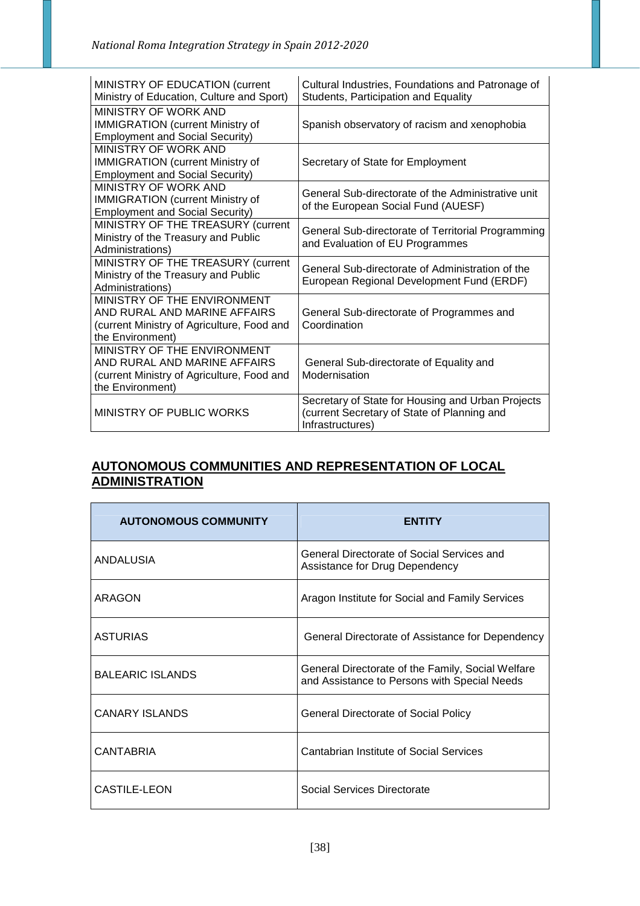| | |
|---|---|
| MINISTRY OF EDUCATION (current Ministry of Education, Culture and Sport) | Cultural Industries, Foundations and Patronage of Students, Participation and Equality |
| MINISTRY OF WORK AND IMMIGRATION (current Ministry of Employment and Social Security) | Spanish observatory of racism and xenophobia |
| MINISTRY OF WORK AND IMMIGRATION (current Ministry of Employment and Social Security) | Secretary of State for Employment |
| MINISTRY OF WORK AND IMMIGRATION (current Ministry of Employment and Social Security) | General Sub-directorate of the Administrative unit of the European Social Fund (AUESF) |
| MINISTRY OF THE TREASURY (current Ministry of the Treasury and Public Administrations) | General Sub-directorate of Territorial Programming and Evaluation of EU Programmes |
| MINISTRY OF THE TREASURY (current Ministry of the Treasury and Public Administrations) | General Sub-directorate of Administration of the European Regional Development Fund (ERDF) |
| MINISTRY OF THE ENVIRONMENT AND RURAL AND MARINE AFFAIRS (current Ministry of Agriculture, Food and the Environment) | General Sub-directorate of Programmes and Coordination |
| MINISTRY OF THE ENVIRONMENT AND RURAL AND MARINE AFFAIRS (current Ministry of Agriculture, Food and the Environment) | General Sub-directorate of Equality and Modernisation |
| MINISTRY OF PUBLIC WORKS | Secretary of State for Housing and Urban Projects (current Secretary of State of Planning and Infrastructures) |

## AUTONOMOUS COMMUNITIES AND REPRESENTATION OF LOCAL ADMINISTRATION

| AUTONOMOUS COMMUNITY | ENTITY |
|---|---|
| ANDALUSIA | General Directorate of Social Services and Assistance for Drug Dependency |
| ARAGON | Aragon Institute for Social and Family Services |
| ASTURIAS | General Directorate of Assistance for Dependency |
| BALEARIC ISLANDS | General Directorate of the Family, Social Welfare and Assistance to Persons with Special Needs |
| CANARY ISLANDS | General Directorate of Social Policy |
| CANTABRIA | Cantabrian Institute of Social Services |
| CASTILE-LEON | Social Services Directorate |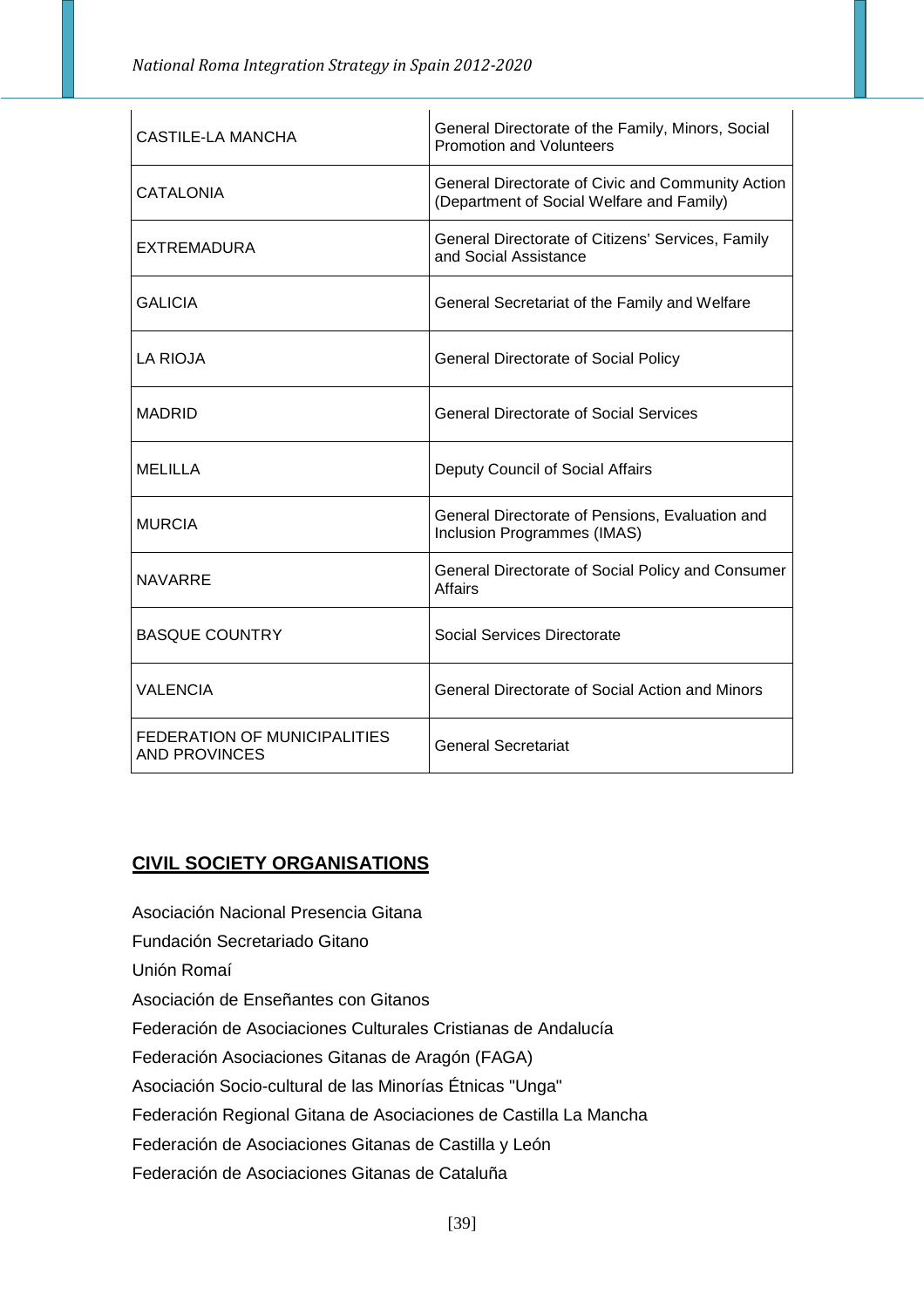| CASTILE-LA MANCHA | General Directorate of the Family, Minors, Social Promotion and Volunteers |
|---|---|
| CATALONIA | General Directorate of Civic and Community Action (Department of Social Welfare and Family) |
| EXTREMADURA | General Directorate of Citizens' Services, Family and Social Assistance |
| GALICIA | General Secretariat of the Family and Welfare |
| LA RIOJA | General Directorate of Social Policy |
| MADRID | General Directorate of Social Services |
| MELILLA | Deputy Council of Social Affairs |
| MURCIA | General Directorate of Pensions, Evaluation and Inclusion Programmes (IMAS) |
| NAVARRE | General Directorate of Social Policy and Consumer Affairs |
| BASQUE COUNTRY | Social Services Directorate |
| VALENCIA | General Directorate of Social Action and Minors |
| FEDERATION OF MUNICIPALITIES AND PROVINCES | General Secretariat |

## CIVIL SOCIETY ORGANISATIONS

Asociación Nacional Presencia Gitana

Fundación Secretariado Gitano

Unión Romaí

Asociación de Enseñantes con Gitanos

Federación de Asociaciones Culturales Cristianas de Andalucía

Federación Asociaciones Gitanas de Aragón (FAGA)

Asociación Socio-cultural de las Minorías Étnicas "Unga"

Federación Regional Gitana de Asociaciones de Castilla La Mancha

Federación de Asociaciones Gitanas de Castilla y León

Federación de Asociaciones Gitanas de Cataluña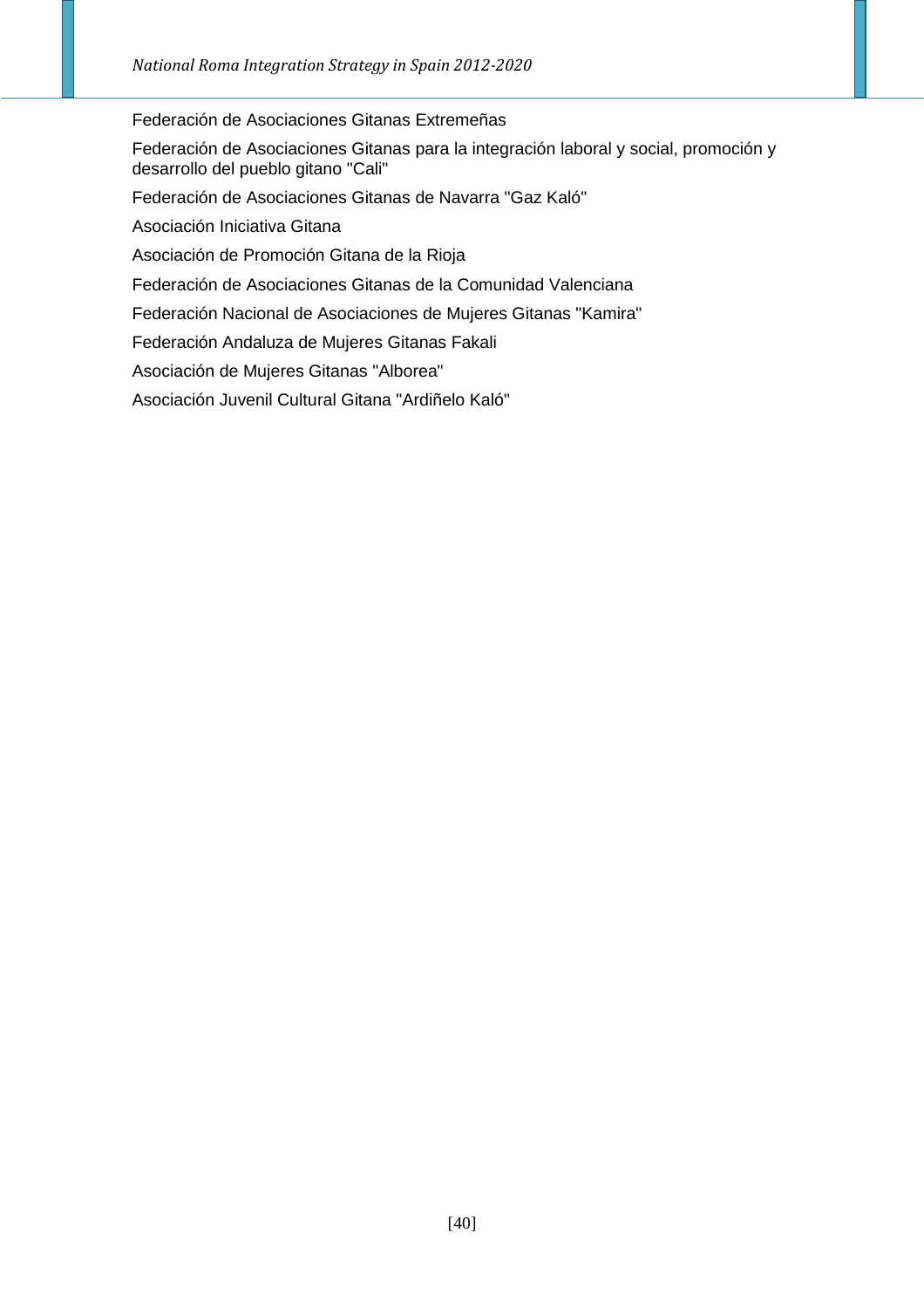Federación de Asociaciones Gitanas Extremeñas

Federación de Asociaciones Gitanas para la integración laboral y social, promoción y desarrollo del pueblo gitano "Cali"

Federación de Asociaciones Gitanas de Navarra "Gaz Kaló"

Asociación Iniciativa Gitana

Asociación de Promoción Gitana de la Rioja

Federación de Asociaciones Gitanas de la Comunidad Valenciana

Federación Nacional de Asociaciones de Mujeres Gitanas "Kamira"

Federación Andaluza de Mujeres Gitanas Fakali

Asociación de Mujeres Gitanas "Alborea"

Asociación Juvenil Cultural Gitana "Ardiñelo Kaló"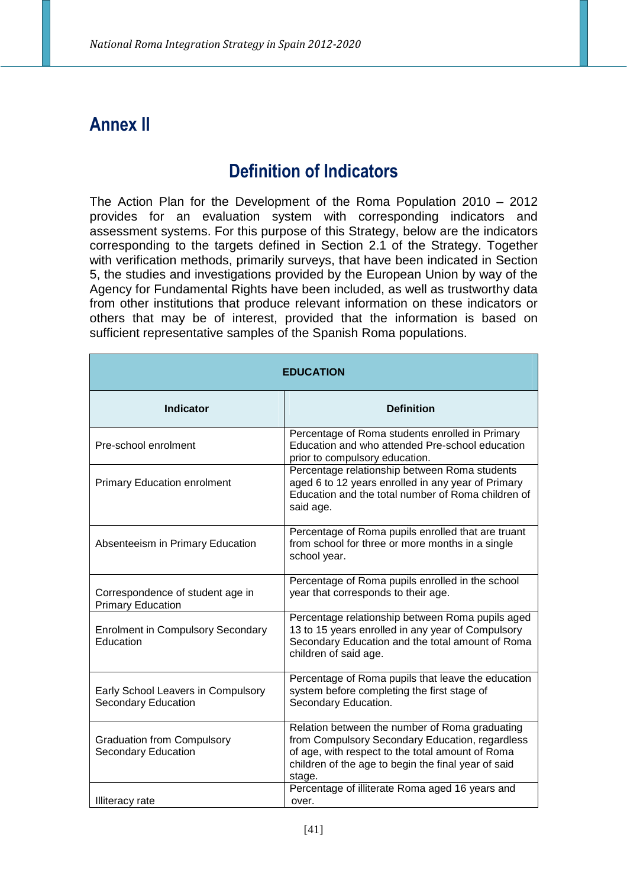# Annex II

## Definition of Indicators

The Action Plan for the Development of the Roma Population 2010 – 2012 provides for an evaluation system with corresponding indicators and assessment systems. For this purpose of this Strategy, below are the indicators corresponding to the targets defined in Section 2.1 of the Strategy. Together with verification methods, primarily surveys, that have been indicated in Section 5, the studies and investigations provided by the European Union by way of the Agency for Fundamental Rights have been included, as well as trustworthy data from other institutions that produce relevant information on these indicators or others that may be of interest, provided that the information is based on sufficient representative samples of the Spanish Roma populations.

| **EDUCATION** | |
|---|---|
| **Indicator** | **Definition** |
| Pre-school enrolment | Percentage of Roma students enrolled in Primary Education and who attended Pre-school education prior to compulsory education. |
| Primary Education enrolment | Percentage relationship between Roma students aged 6 to 12 years enrolled in any year of Primary Education and the total number of Roma children of said age. |
| Absenteeism in Primary Education | Percentage of Roma pupils enrolled that are truant from school for three or more months in a single school year. |
| Correspondence of student age in Primary Education | Percentage of Roma pupils enrolled in the school year that corresponds to their age. |
| Enrolment in Compulsory Secondary Education | Percentage relationship between Roma pupils aged 13 to 15 years enrolled in any year of Compulsory Secondary Education and the total amount of Roma children of said age. |
| Early School Leavers in Compulsory Secondary Education | Percentage of Roma pupils that leave the education system before completing the first stage of Secondary Education. |
| Graduation from Compulsory Secondary Education | Relation between the number of Roma graduating from Compulsory Secondary Education, regardless of age, with respect to the total amount of Roma children of the age to begin the final year of said stage. |
| Illiteracy rate | Percentage of illiterate Roma aged 16 years and over. |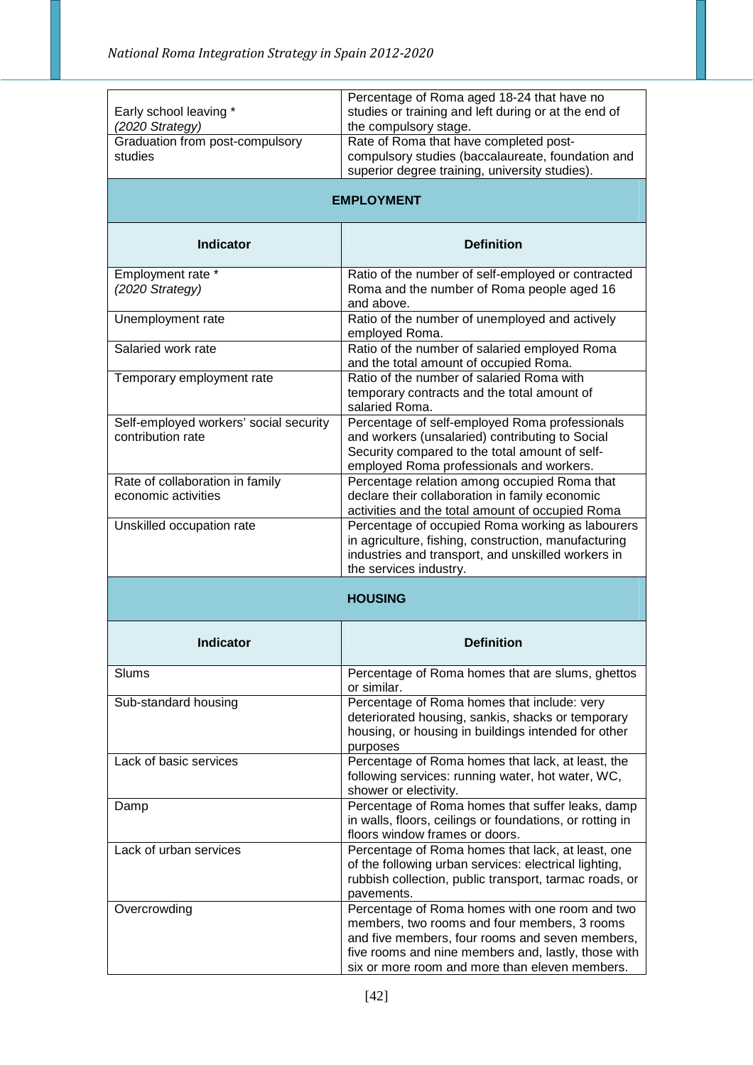| | |
|---|---|
| Early school leaving * *(2020 Strategy)* | Percentage of Roma aged 18-24 that have no studies or training and left during or at the end of the compulsory stage. |
| Graduation from post-compulsory studies | Rate of Roma that have completed post-compulsory studies (baccalaureate, foundation and superior degree training, university studies). |

**EMPLOYMENT**

| Indicator | Definition |
|---|---|
| Employment rate * *(2020 Strategy)* | Ratio of the number of self-employed or contracted Roma and the number of Roma people aged 16 and above. |
| Unemployment rate | Ratio of the number of unemployed and actively employed Roma. |
| Salaried work rate | Ratio of the number of salaried employed Roma and the total amount of occupied Roma. |
| Temporary employment rate | Ratio of the number of salaried Roma with temporary contracts and the total amount of salaried Roma. |
| Self-employed workers' social security contribution rate | Percentage of self-employed Roma professionals and workers (unsalaried) contributing to Social Security compared to the total amount of self-employed Roma professionals and workers. |
| Rate of collaboration in family economic activities | Percentage relation among occupied Roma that declare their collaboration in family economic activities and the total amount of occupied Roma |
| Unskilled occupation rate | Percentage of occupied Roma working as labourers in agriculture, fishing, construction, manufacturing industries and transport, and unskilled workers in the services industry. |

**HOUSING**

| Indicator | Definition |
|---|---|
| Slums | Percentage of Roma homes that are slums, ghettos or similar. |
| Sub-standard housing | Percentage of Roma homes that include: very deteriorated housing, sankis, shacks or temporary housing, or housing in buildings intended for other purposes |
| Lack of basic services | Percentage of Roma homes that lack, at least, the following services: running water, hot water, WC, shower or electivity. |
| Damp | Percentage of Roma homes that suffer leaks, damp in walls, floors, ceilings or foundations, or rotting in floors window frames or doors. |
| Lack of urban services | Percentage of Roma homes that lack, at least, one of the following urban services: electrical lighting, rubbish collection, public transport, tarmac roads, or pavements. |
| Overcrowding | Percentage of Roma homes with one room and two members, two rooms and four members, 3 rooms and five members, four rooms and seven members, five rooms and nine members and, lastly, those with six or more room and more than eleven members. |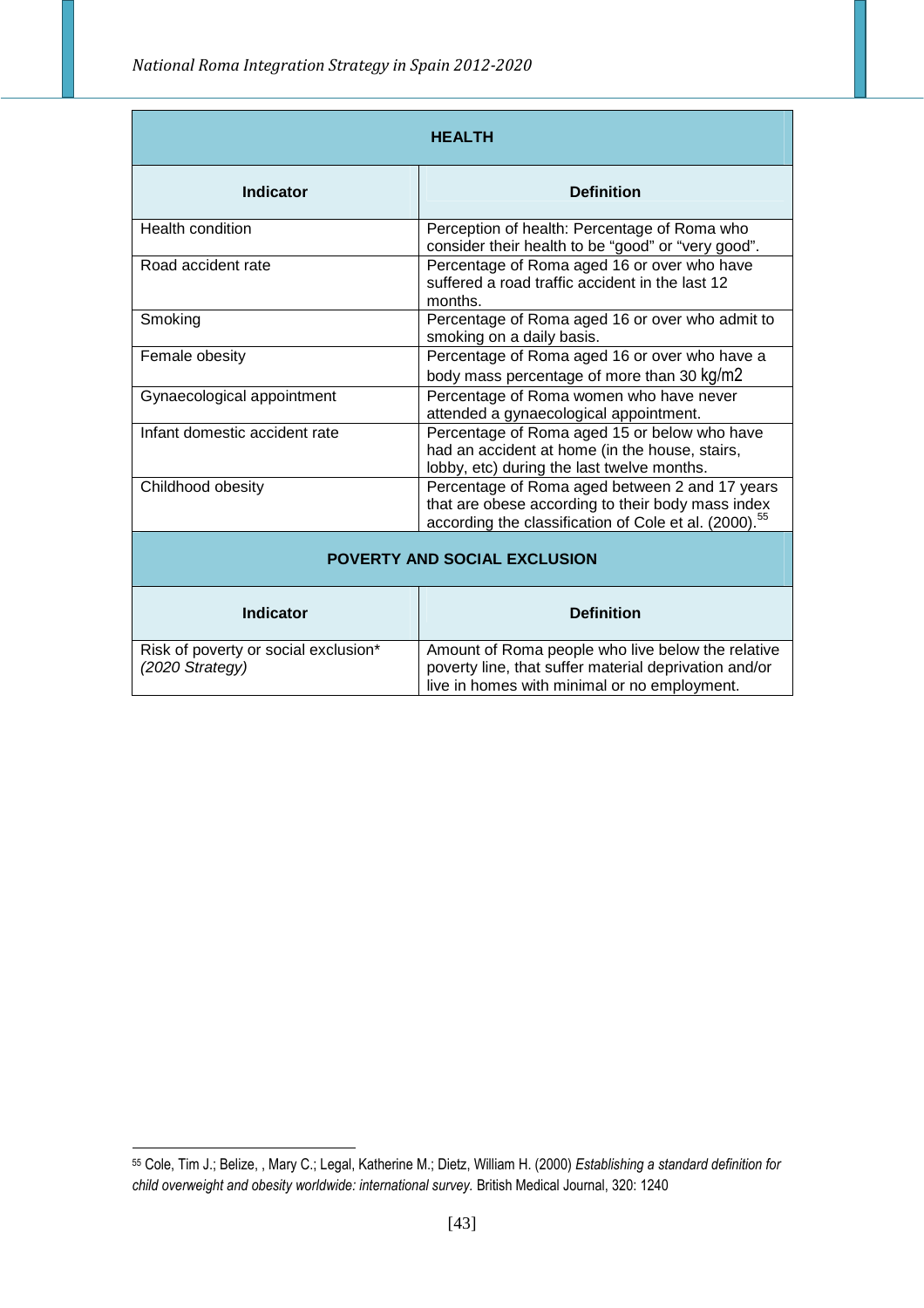| HEALTH | |
|---|---|
| **Indicator** | **Definition** |
| Health condition | Perception of health: Percentage of Roma who consider their health to be "good" or "very good". |
| Road accident rate | Percentage of Roma aged 16 or over who have suffered a road traffic accident in the last 12 months. |
| Smoking | Percentage of Roma aged 16 or over who admit to smoking on a daily basis. |
| Female obesity | Percentage of Roma aged 16 or over who have a body mass percentage of more than 30 kg/m2 |
| Gynaecological appointment | Percentage of Roma women who have never attended a gynaecological appointment. |
| Infant domestic accident rate | Percentage of Roma aged 15 or below who have had an accident at home (in the house, stairs, lobby, etc) during the last twelve months. |
| Childhood obesity | Percentage of Roma aged between 2 and 17 years that are obese according to their body mass index according the classification of Cole et al. (2000).[55] |

| POVERTY AND SOCIAL EXCLUSION | |
|---|---|
| **Indicator** | **Definition** |
| Risk of poverty or social exclusion* *(2020 Strategy)* | Amount of Roma people who live below the relative poverty line, that suffer material deprivation and/or live in homes with minimal or no employment. |

[55] Cole, Tim J.; Belize, , Mary C.; Legal, Katherine M.; Dietz, William H. (2000) *Establishing a standard definition for child overweight and obesity worldwide: international survey.* British Medical Journal, 320: 1240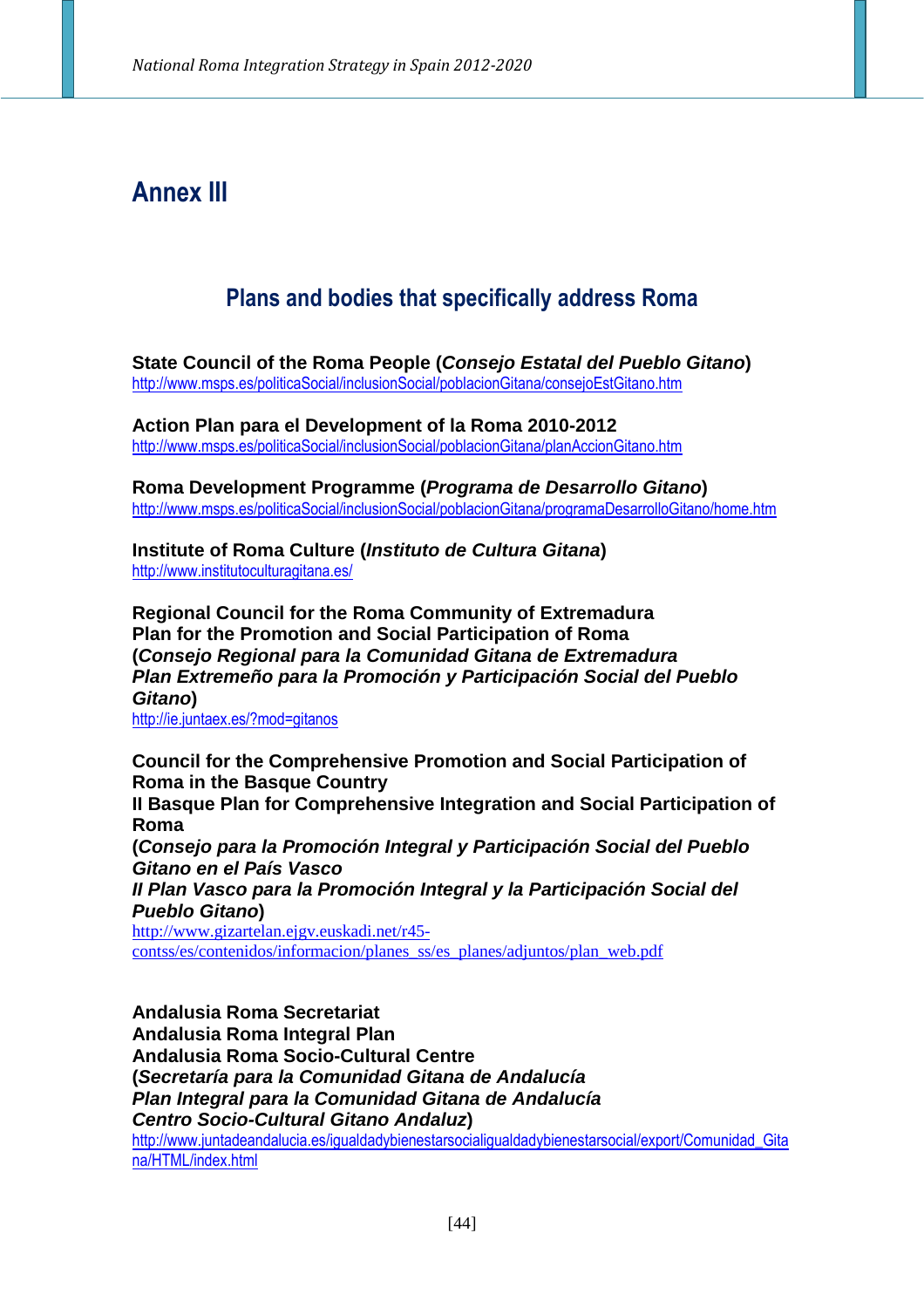# Annex III

## Plans and bodies that specifically address Roma

**State Council of the Roma People (*Consejo Estatal del Pueblo Gitano*)**
http://www.msps.es/politicaSocial/inclusionSocial/poblacionGitana/consejoEstGitano.htm

**Action Plan para el Development of la Roma 2010-2012**
http://www.msps.es/politicaSocial/inclusionSocial/poblacionGitana/planAccionGitano.htm

**Roma Development Programme (*Programa de Desarrollo Gitano*)**
http://www.msps.es/politicaSocial/inclusionSocial/poblacionGitana/programaDesarrolloGitano/home.htm

**Institute of Roma Culture (*Instituto de Cultura Gitana*)**
http://www.institutoculturagitana.es/

**Regional Council for the Roma Community of Extremadura**
**Plan for the Promotion and Social Participation of Roma**
**(*Consejo Regional para la Comunidad Gitana de Extremadura***
***Plan Extremeño para la Promoción y Participación Social del Pueblo Gitano*)**
http://ie.juntaex.es/?mod=gitanos

**Council for the Comprehensive Promotion and Social Participation of Roma in the Basque Country**
**II Basque Plan for Comprehensive Integration and Social Participation of Roma**
**(*Consejo para la Promoción Integral y Participación Social del Pueblo Gitano en el País Vasco***
***II Plan Vasco para la Promoción Integral y la Participación Social del Pueblo Gitano*)**
http://www.gizartelan.ejgv.euskadi.net/r45-contss/es/contenidos/informacion/planes_ss/es_planes/adjuntos/plan_web.pdf

**Andalusia Roma Secretariat**
**Andalusia Roma Integral Plan**
**Andalusia Roma Socio-Cultural Centre**
**(*Secretaría para la Comunidad Gitana de Andalucía***
***Plan Integral para la Comunidad Gitana de Andalucía***
***Centro Socio-Cultural Gitano Andaluz*)**
http://www.juntadeandalucia.es/igualdadybienestarsocialigualdadybienestarsocial/export/Comunidad_Gitana/HTML/index.html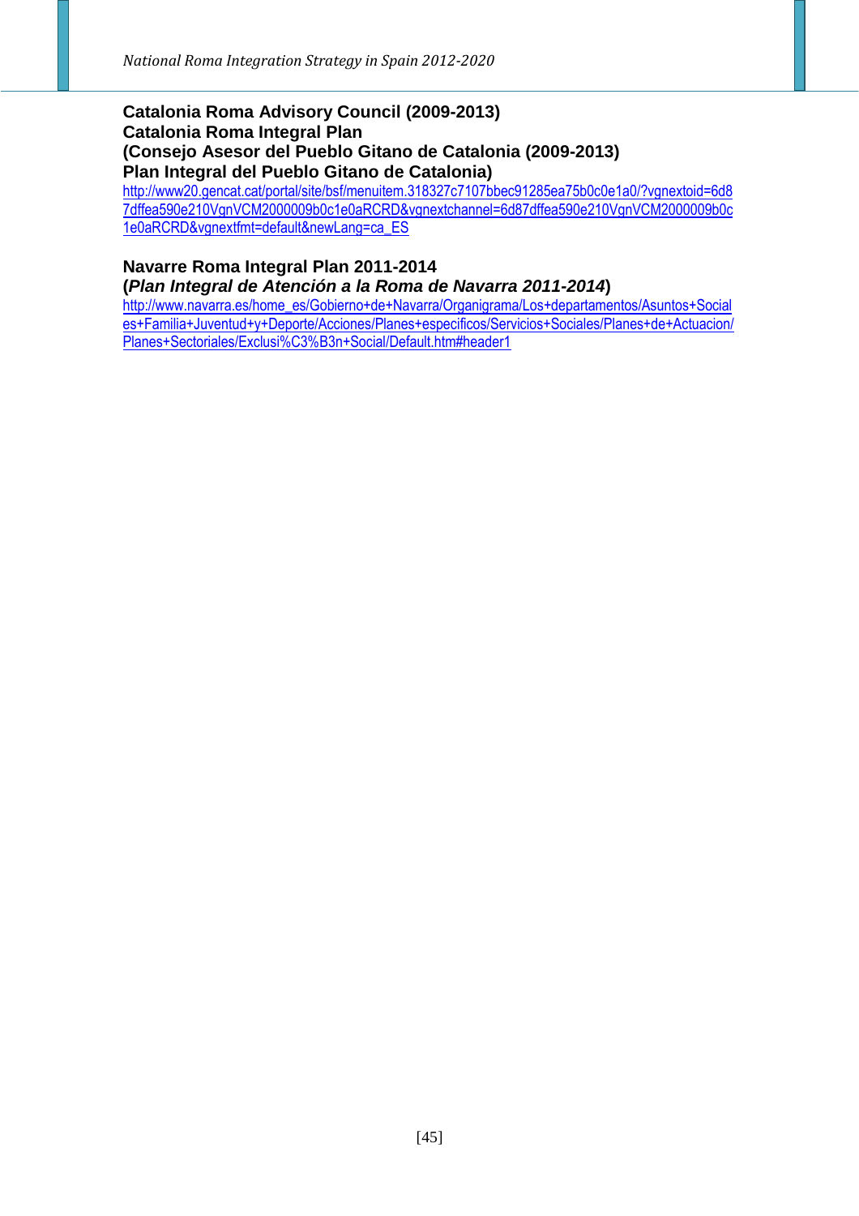**Catalonia Roma Advisory Council (2009-2013)**
**Catalonia Roma Integral Plan**
**(Consejo Asesor del Pueblo Gitano de Catalonia (2009-2013)**
**Plan Integral del Pueblo Gitano de Catalonia)**

http://www20.gencat.cat/portal/site/bsf/menuitem.318327c7107bbec91285ea75b0c0e1a0/?vgnextoid=6d87dffea590e210VgnVCM2000009b0c1e0aRCRD&vgnextchannel=6d87dffea590e210VgnVCM2000009b0c1e0aRCRD&vgnextfmt=default&newLang=ca_ES

**Navarre Roma Integral Plan 2011-2014**
**(*Plan Integral de Atención a la Roma de Navarra 2011-2014*)**

http://www.navarra.es/home_es/Gobierno+de+Navarra/Organigrama/Los+departamentos/Asuntos+Sociales+Familia+Juventud+y+Deporte/Acciones/Planes+especificos/Servicios+Sociales/Planes+de+Actuacion/Planes+Sectoriales/Exclusi%C3%B3n+Social/Default.htm#header1